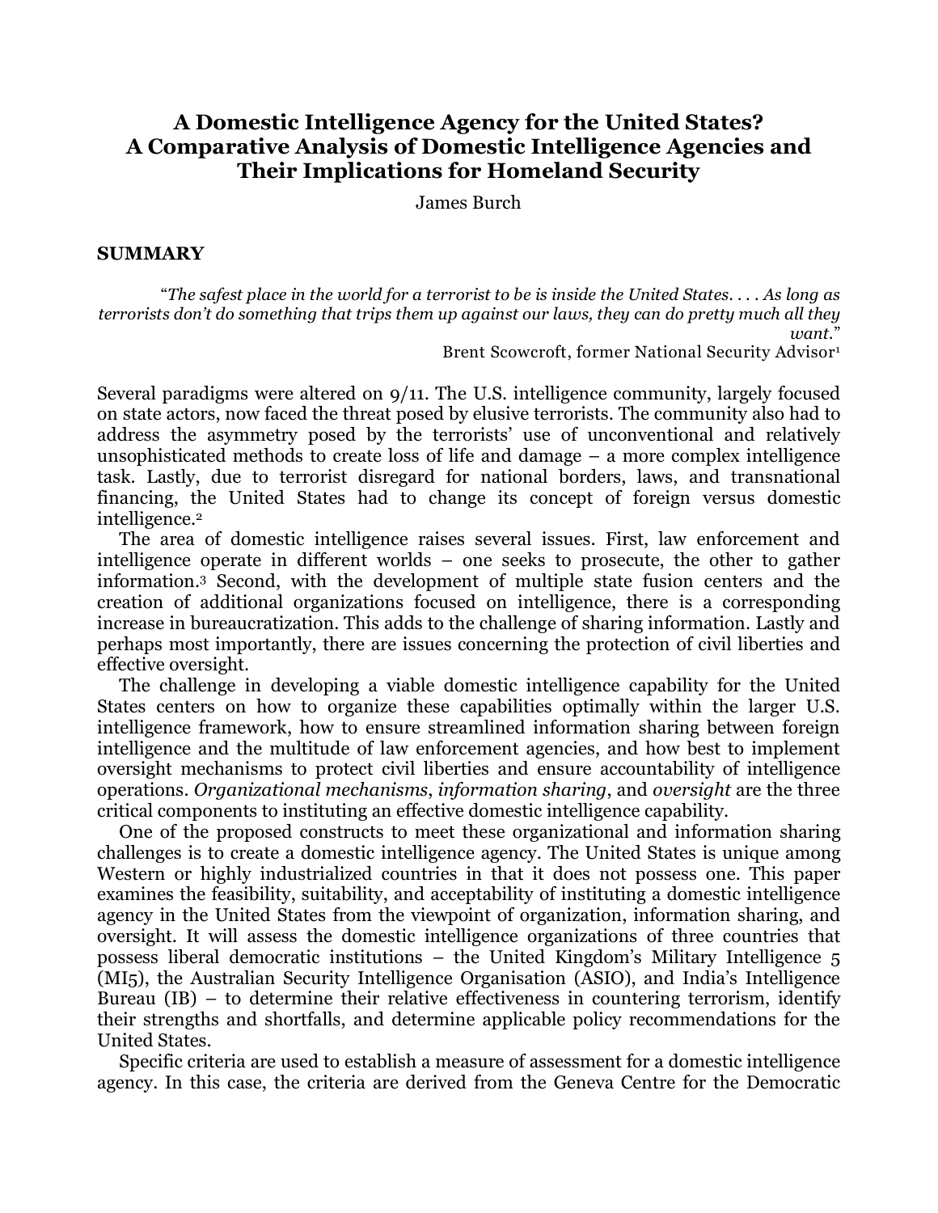# A Domestic Intelligence Agency for the United States? A Comparative Analysis of Domestic Intelligence Agencies and Their Implications for Homeland Security

James Burch

## SUMMARY

> *"The safest place in the world for a terrorist to be is inside the United States. . . . As long as terrorists don't do something that trips them up against our laws, they can do pretty much all they want."*
>
> Brent Scowcroft, former National Security Advisor[1]

Several paradigms were altered on 9/11. The U.S. intelligence community, largely focused on state actors, now faced the threat posed by elusive terrorists. The community also had to address the asymmetry posed by the terrorists' use of unconventional and relatively unsophisticated methods to create loss of life and damage – a more complex intelligence task. Lastly, due to terrorist disregard for national borders, laws, and transnational financing, the United States had to change its concept of foreign versus domestic intelligence.[2]

The area of domestic intelligence raises several issues. First, law enforcement and intelligence operate in different worlds – one seeks to prosecute, the other to gather information.[3] Second, with the development of multiple state fusion centers and the creation of additional organizations focused on intelligence, there is a corresponding increase in bureaucratization. This adds to the challenge of sharing information. Lastly and perhaps most importantly, there are issues concerning the protection of civil liberties and effective oversight.

The challenge in developing a viable domestic intelligence capability for the United States centers on how to organize these capabilities optimally within the larger U.S. intelligence framework, how to ensure streamlined information sharing between foreign intelligence and the multitude of law enforcement agencies, and how best to implement oversight mechanisms to protect civil liberties and ensure accountability of intelligence operations. *Organizational mechanisms*, *information sharing*, and *oversight* are the three critical components to instituting an effective domestic intelligence capability.

One of the proposed constructs to meet these organizational and information sharing challenges is to create a domestic intelligence agency. The United States is unique among Western or highly industrialized countries in that it does not possess one. This paper examines the feasibility, suitability, and acceptability of instituting a domestic intelligence agency in the United States from the viewpoint of organization, information sharing, and oversight. It will assess the domestic intelligence organizations of three countries that possess liberal democratic institutions – the United Kingdom's Military Intelligence 5 (MI5), the Australian Security Intelligence Organisation (ASIO), and India's Intelligence Bureau (IB) – to determine their relative effectiveness in countering terrorism, identify their strengths and shortfalls, and determine applicable policy recommendations for the United States.

Specific criteria are used to establish a measure of assessment for a domestic intelligence agency. In this case, the criteria are derived from the Geneva Centre for the Democratic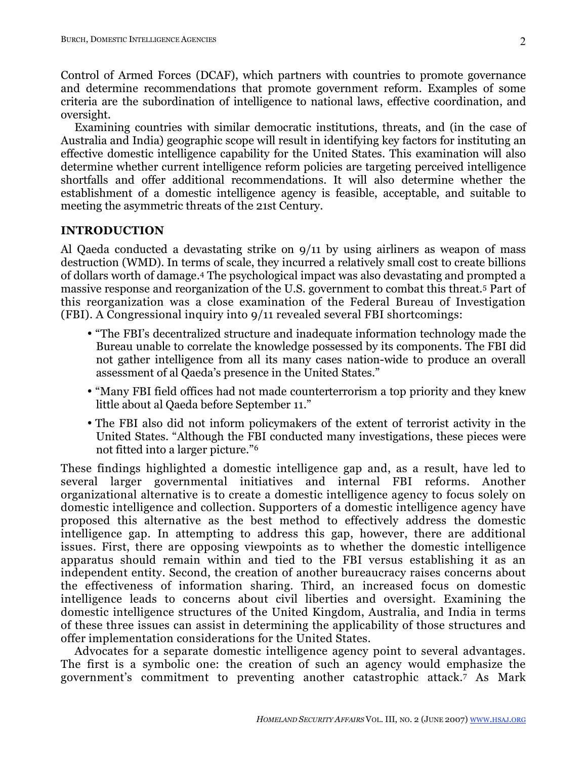Control of Armed Forces (DCAF), which partners with countries to promote governance and determine recommendations that promote government reform. Examples of some criteria are the subordination of intelligence to national laws, effective coordination, and oversight.

Examining countries with similar democratic institutions, threats, and (in the case of Australia and India) geographic scope will result in identifying key factors for instituting an effective domestic intelligence capability for the United States. This examination will also determine whether current intelligence reform policies are targeting perceived intelligence shortfalls and offer additional recommendations. It will also determine whether the establishment of a domestic intelligence agency is feasible, acceptable, and suitable to meeting the asymmetric threats of the 21st Century.

## INTRODUCTION

Al Qaeda conducted a devastating strike on 9/11 by using airliners as weapon of mass destruction (WMD). In terms of scale, they incurred a relatively small cost to create billions of dollars worth of damage.[4] The psychological impact was also devastating and prompted a massive response and reorganization of the U.S. government to combat this threat.[5] Part of this reorganization was a close examination of the Federal Bureau of Investigation (FBI). A Congressional inquiry into 9/11 revealed several FBI shortcomings:

- "The FBI's decentralized structure and inadequate information technology made the Bureau unable to correlate the knowledge possessed by its components. The FBI did not gather intelligence from all its many cases nation-wide to produce an overall assessment of al Qaeda's presence in the United States."
- "Many FBI field offices had not made counterterrorism a top priority and they knew little about al Qaeda before September 11."
- The FBI also did not inform policymakers of the extent of terrorist activity in the United States. "Although the FBI conducted many investigations, these pieces were not fitted into a larger picture."[6]

These findings highlighted a domestic intelligence gap and, as a result, have led to several larger governmental initiatives and internal FBI reforms. Another organizational alternative is to create a domestic intelligence agency to focus solely on domestic intelligence and collection. Supporters of a domestic intelligence agency have proposed this alternative as the best method to effectively address the domestic intelligence gap. In attempting to address this gap, however, there are additional issues. First, there are opposing viewpoints as to whether the domestic intelligence apparatus should remain within and tied to the FBI versus establishing it as an independent entity. Second, the creation of another bureaucracy raises concerns about the effectiveness of information sharing. Third, an increased focus on domestic intelligence leads to concerns about civil liberties and oversight. Examining the domestic intelligence structures of the United Kingdom, Australia, and India in terms of these three issues can assist in determining the applicability of those structures and offer implementation considerations for the United States.

Advocates for a separate domestic intelligence agency point to several advantages. The first is a symbolic one: the creation of such an agency would emphasize the government's commitment to preventing another catastrophic attack.[7] As Mark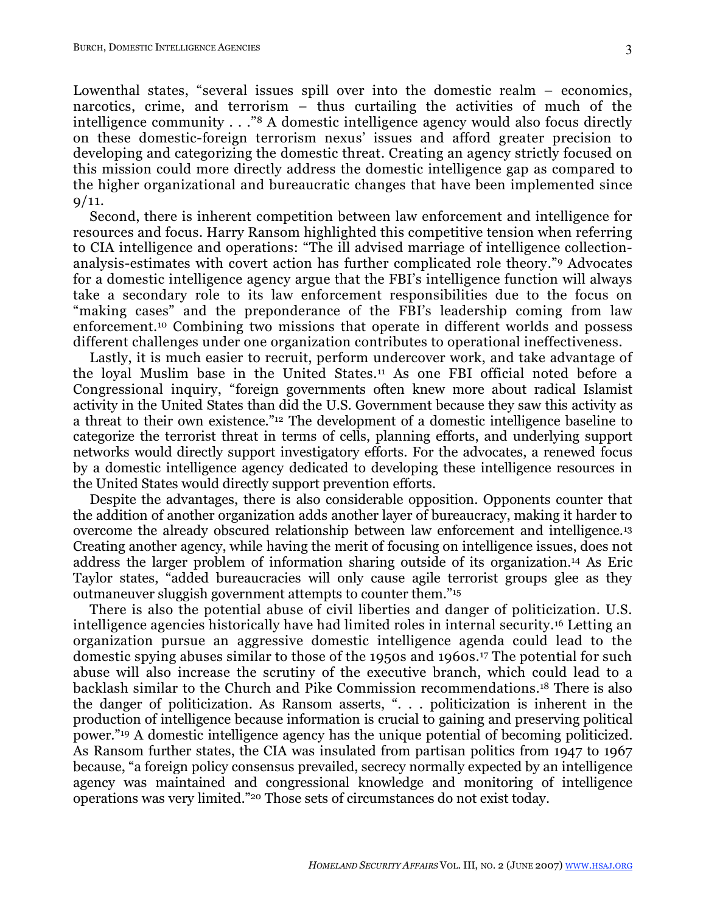Lowenthal states, "several issues spill over into the domestic realm – economics, narcotics, crime, and terrorism – thus curtailing the activities of much of the intelligence community . . ."[8] A domestic intelligence agency would also focus directly on these domestic-foreign terrorism nexus' issues and afford greater precision to developing and categorizing the domestic threat. Creating an agency strictly focused on this mission could more directly address the domestic intelligence gap as compared to the higher organizational and bureaucratic changes that have been implemented since 9/11.

Second, there is inherent competition between law enforcement and intelligence for resources and focus. Harry Ransom highlighted this competitive tension when referring to CIA intelligence and operations: "The ill advised marriage of intelligence collection-analysis-estimates with covert action has further complicated role theory."[9] Advocates for a domestic intelligence agency argue that the FBI's intelligence function will always take a secondary role to its law enforcement responsibilities due to the focus on "making cases" and the preponderance of the FBI's leadership coming from law enforcement.[10] Combining two missions that operate in different worlds and possess different challenges under one organization contributes to operational ineffectiveness.

Lastly, it is much easier to recruit, perform undercover work, and take advantage of the loyal Muslim base in the United States.[11] As one FBI official noted before a Congressional inquiry, "foreign governments often knew more about radical Islamist activity in the United States than did the U.S. Government because they saw this activity as a threat to their own existence."[12] The development of a domestic intelligence baseline to categorize the terrorist threat in terms of cells, planning efforts, and underlying support networks would directly support investigatory efforts. For the advocates, a renewed focus by a domestic intelligence agency dedicated to developing these intelligence resources in the United States would directly support prevention efforts.

Despite the advantages, there is also considerable opposition. Opponents counter that the addition of another organization adds another layer of bureaucracy, making it harder to overcome the already obscured relationship between law enforcement and intelligence.[13] Creating another agency, while having the merit of focusing on intelligence issues, does not address the larger problem of information sharing outside of its organization.[14] As Eric Taylor states, "added bureaucracies will only cause agile terrorist groups glee as they outmaneuver sluggish government attempts to counter them."[15]

There is also the potential abuse of civil liberties and danger of politicization. U.S. intelligence agencies historically have had limited roles in internal security.[16] Letting an organization pursue an aggressive domestic intelligence agenda could lead to the domestic spying abuses similar to those of the 1950s and 1960s.[17] The potential for such abuse will also increase the scrutiny of the executive branch, which could lead to a backlash similar to the Church and Pike Commission recommendations.[18] There is also the danger of politicization. As Ransom asserts, ". . . politicization is inherent in the production of intelligence because information is crucial to gaining and preserving political power."[19] A domestic intelligence agency has the unique potential of becoming politicized. As Ransom further states, the CIA was insulated from partisan politics from 1947 to 1967 because, "a foreign policy consensus prevailed, secrecy normally expected by an intelligence agency was maintained and congressional knowledge and monitoring of intelligence operations was very limited."[20] Those sets of circumstances do not exist today.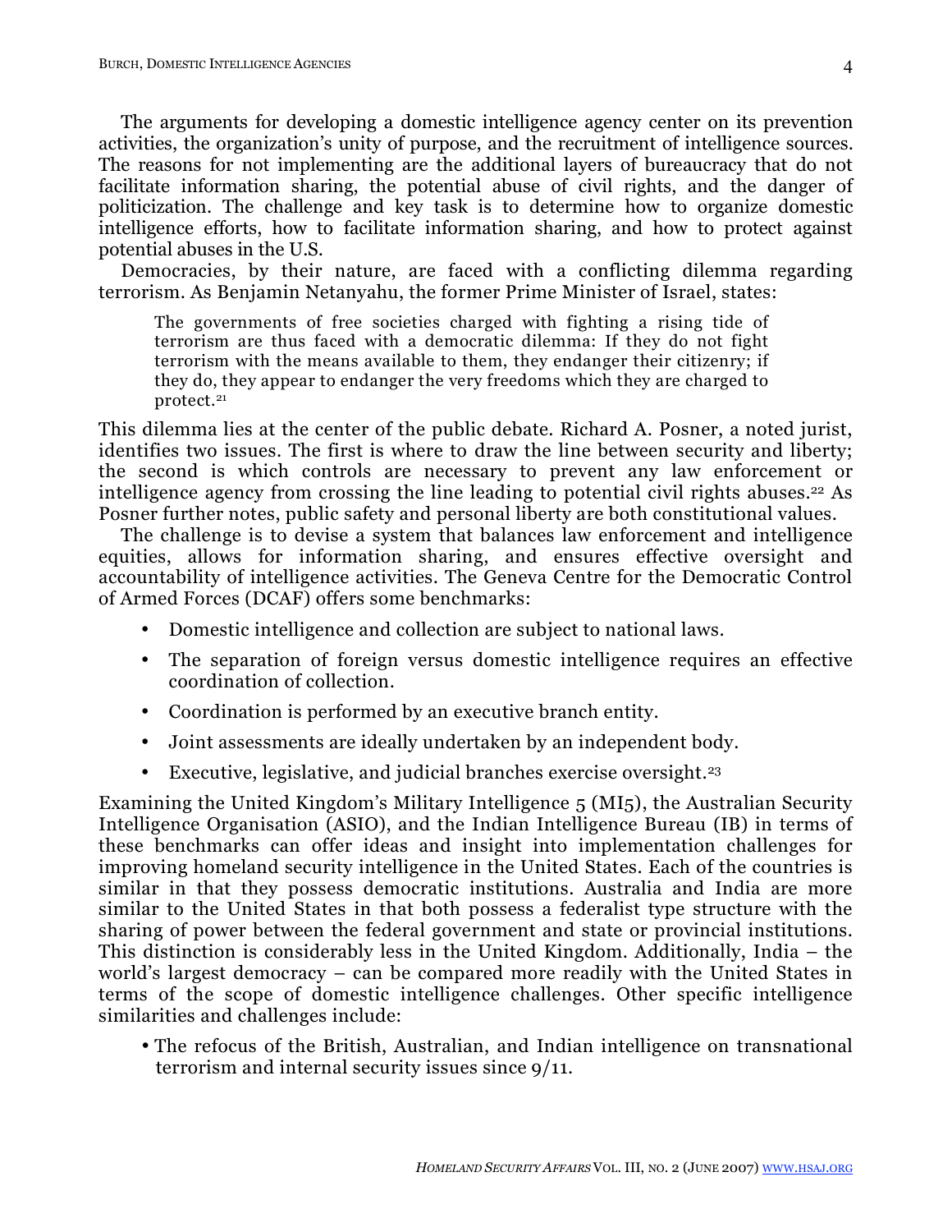The arguments for developing a domestic intelligence agency center on its prevention activities, the organization's unity of purpose, and the recruitment of intelligence sources. The reasons for not implementing are the additional layers of bureaucracy that do not facilitate information sharing, the potential abuse of civil rights, and the danger of politicization. The challenge and key task is to determine how to organize domestic intelligence efforts, how to facilitate information sharing, and how to protect against potential abuses in the U.S.

Democracies, by their nature, are faced with a conflicting dilemma regarding terrorism. As Benjamin Netanyahu, the former Prime Minister of Israel, states:

> The governments of free societies charged with fighting a rising tide of terrorism are thus faced with a democratic dilemma: If they do not fight terrorism with the means available to them, they endanger their citizenry; if they do, they appear to endanger the very freedoms which they are charged to protect.[21]

This dilemma lies at the center of the public debate. Richard A. Posner, a noted jurist, identifies two issues. The first is where to draw the line between security and liberty; the second is which controls are necessary to prevent any law enforcement or intelligence agency from crossing the line leading to potential civil rights abuses.[22] As Posner further notes, public safety and personal liberty are both constitutional values.

The challenge is to devise a system that balances law enforcement and intelligence equities, allows for information sharing, and ensures effective oversight and accountability of intelligence activities. The Geneva Centre for the Democratic Control of Armed Forces (DCAF) offers some benchmarks:

- Domestic intelligence and collection are subject to national laws.
- The separation of foreign versus domestic intelligence requires an effective coordination of collection.
- Coordination is performed by an executive branch entity.
- Joint assessments are ideally undertaken by an independent body.
- Executive, legislative, and judicial branches exercise oversight.[23]

Examining the United Kingdom's Military Intelligence 5 (MI5), the Australian Security Intelligence Organisation (ASIO), and the Indian Intelligence Bureau (IB) in terms of these benchmarks can offer ideas and insight into implementation challenges for improving homeland security intelligence in the United States. Each of the countries is similar in that they possess democratic institutions. Australia and India are more similar to the United States in that both possess a federalist type structure with the sharing of power between the federal government and state or provincial institutions. This distinction is considerably less in the United Kingdom. Additionally, India – the world's largest democracy – can be compared more readily with the United States in terms of the scope of domestic intelligence challenges. Other specific intelligence similarities and challenges include:

- The refocus of the British, Australian, and Indian intelligence on transnational terrorism and internal security issues since 9/11.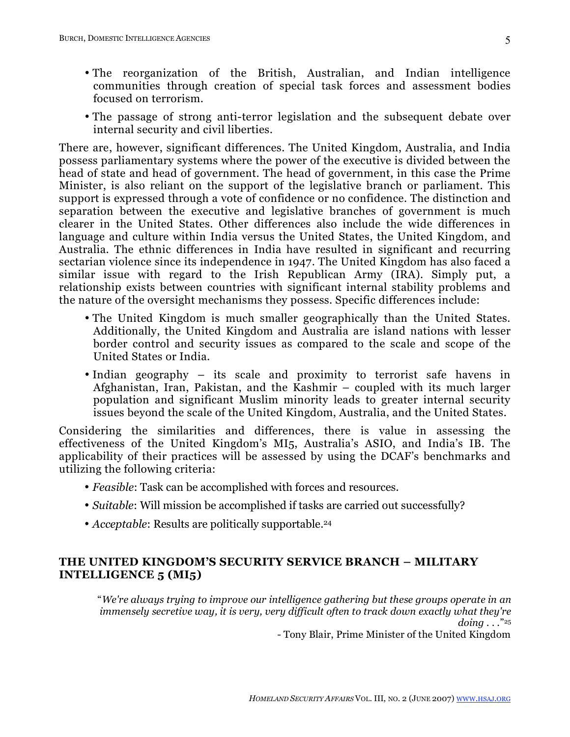- The reorganization of the British, Australian, and Indian intelligence communities through creation of special task forces and assessment bodies focused on terrorism.
- The passage of strong anti-terror legislation and the subsequent debate over internal security and civil liberties.

There are, however, significant differences. The United Kingdom, Australia, and India possess parliamentary systems where the power of the executive is divided between the head of state and head of government. The head of government, in this case the Prime Minister, is also reliant on the support of the legislative branch or parliament. This support is expressed through a vote of confidence or no confidence. The distinction and separation between the executive and legislative branches of government is much clearer in the United States. Other differences also include the wide differences in language and culture within India versus the United States, the United Kingdom, and Australia. The ethnic differences in India have resulted in significant and recurring sectarian violence since its independence in 1947. The United Kingdom has also faced a similar issue with regard to the Irish Republican Army (IRA). Simply put, a relationship exists between countries with significant internal stability problems and the nature of the oversight mechanisms they possess. Specific differences include:

- The United Kingdom is much smaller geographically than the United States. Additionally, the United Kingdom and Australia are island nations with lesser border control and security issues as compared to the scale and scope of the United States or India.
- Indian geography – its scale and proximity to terrorist safe havens in Afghanistan, Iran, Pakistan, and the Kashmir – coupled with its much larger population and significant Muslim minority leads to greater internal security issues beyond the scale of the United Kingdom, Australia, and the United States.

Considering the similarities and differences, there is value in assessing the effectiveness of the United Kingdom's MI5, Australia's ASIO, and India's IB. The applicability of their practices will be assessed by using the DCAF's benchmarks and utilizing the following criteria:

- *Feasible*: Task can be accomplished with forces and resources.
- *Suitable*: Will mission be accomplished if tasks are carried out successfully?
- *Acceptable*: Results are politically supportable.[24]

## THE UNITED KINGDOM'S SECURITY SERVICE BRANCH – MILITARY INTELLIGENCE 5 (MI5)

> "*We're always trying to improve our intelligence gathering but these groups operate in an immensely secretive way, it is very, very difficult often to track down exactly what they're doing . . .*"[25]
>
> - Tony Blair, Prime Minister of the United Kingdom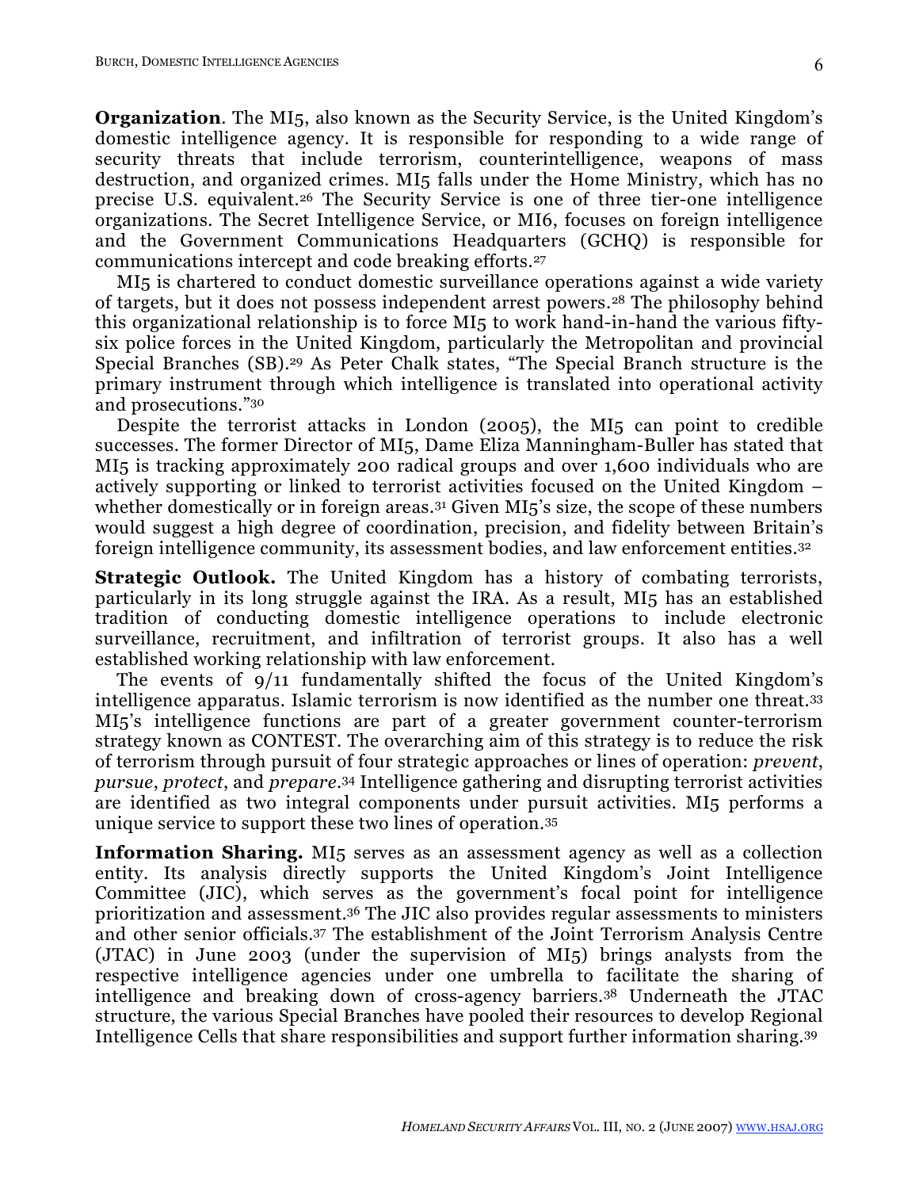**Organization**. The MI5, also known as the Security Service, is the United Kingdom's domestic intelligence agency. It is responsible for responding to a wide range of security threats that include terrorism, counterintelligence, weapons of mass destruction, and organized crimes. MI5 falls under the Home Ministry, which has no precise U.S. equivalent.[26] The Security Service is one of three tier-one intelligence organizations. The Secret Intelligence Service, or MI6, focuses on foreign intelligence and the Government Communications Headquarters (GCHQ) is responsible for communications intercept and code breaking efforts.[27]

MI5 is chartered to conduct domestic surveillance operations against a wide variety of targets, but it does not possess independent arrest powers.[28] The philosophy behind this organizational relationship is to force MI5 to work hand-in-hand the various fifty-six police forces in the United Kingdom, particularly the Metropolitan and provincial Special Branches (SB).[29] As Peter Chalk states, "The Special Branch structure is the primary instrument through which intelligence is translated into operational activity and prosecutions."[30]

Despite the terrorist attacks in London (2005), the MI5 can point to credible successes. The former Director of MI5, Dame Eliza Manningham-Buller has stated that MI5 is tracking approximately 200 radical groups and over 1,600 individuals who are actively supporting or linked to terrorist activities focused on the United Kingdom – whether domestically or in foreign areas.[31] Given MI5's size, the scope of these numbers would suggest a high degree of coordination, precision, and fidelity between Britain's foreign intelligence community, its assessment bodies, and law enforcement entities.[32]

**Strategic Outlook.** The United Kingdom has a history of combating terrorists, particularly in its long struggle against the IRA. As a result, MI5 has an established tradition of conducting domestic intelligence operations to include electronic surveillance, recruitment, and infiltration of terrorist groups. It also has a well established working relationship with law enforcement.

The events of 9/11 fundamentally shifted the focus of the United Kingdom's intelligence apparatus. Islamic terrorism is now identified as the number one threat.[33] MI5's intelligence functions are part of a greater government counter-terrorism strategy known as CONTEST. The overarching aim of this strategy is to reduce the risk of terrorism through pursuit of four strategic approaches or lines of operation: *prevent*, *pursue*, *protect*, and *prepare*.[34] Intelligence gathering and disrupting terrorist activities are identified as two integral components under pursuit activities. MI5 performs a unique service to support these two lines of operation.[35]

**Information Sharing.** MI5 serves as an assessment agency as well as a collection entity. Its analysis directly supports the United Kingdom's Joint Intelligence Committee (JIC), which serves as the government's focal point for intelligence prioritization and assessment.[36] The JIC also provides regular assessments to ministers and other senior officials.[37] The establishment of the Joint Terrorism Analysis Centre (JTAC) in June 2003 (under the supervision of MI5) brings analysts from the respective intelligence agencies under one umbrella to facilitate the sharing of intelligence and breaking down of cross-agency barriers.[38] Underneath the JTAC structure, the various Special Branches have pooled their resources to develop Regional Intelligence Cells that share responsibilities and support further information sharing.[39]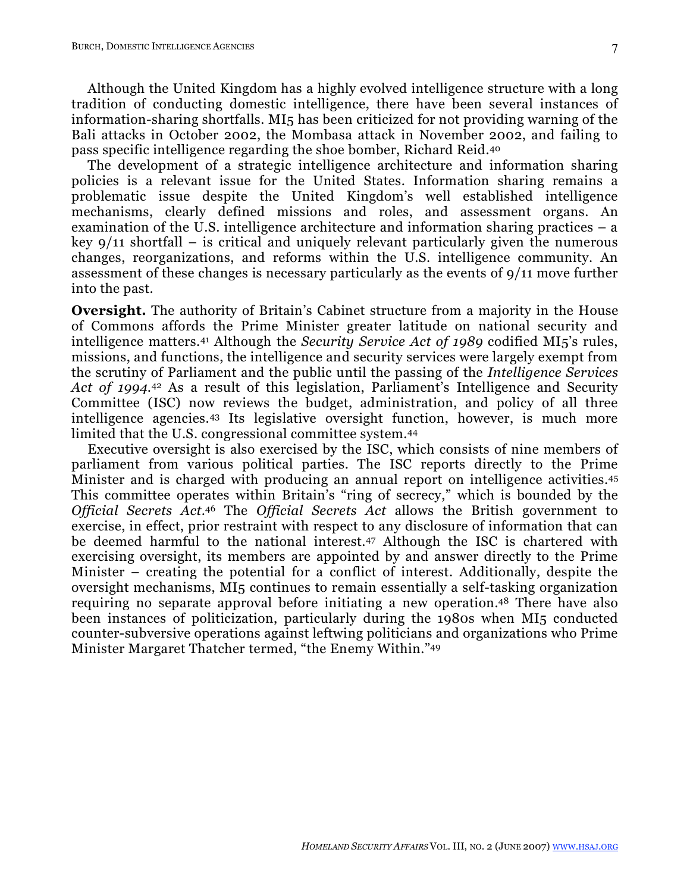Although the United Kingdom has a highly evolved intelligence structure with a long tradition of conducting domestic intelligence, there have been several instances of information-sharing shortfalls. MI5 has been criticized for not providing warning of the Bali attacks in October 2002, the Mombasa attack in November 2002, and failing to pass specific intelligence regarding the shoe bomber, Richard Reid.[40]

The development of a strategic intelligence architecture and information sharing policies is a relevant issue for the United States. Information sharing remains a problematic issue despite the United Kingdom's well established intelligence mechanisms, clearly defined missions and roles, and assessment organs. An examination of the U.S. intelligence architecture and information sharing practices – a key 9/11 shortfall – is critical and uniquely relevant particularly given the numerous changes, reorganizations, and reforms within the U.S. intelligence community. An assessment of these changes is necessary particularly as the events of 9/11 move further into the past.

**Oversight.** The authority of Britain's Cabinet structure from a majority in the House of Commons affords the Prime Minister greater latitude on national security and intelligence matters.[41] Although the *Security Service Act of 1989* codified MI5's rules, missions, and functions, the intelligence and security services were largely exempt from the scrutiny of Parliament and the public until the passing of the *Intelligence Services Act of 1994.*[42] As a result of this legislation, Parliament's Intelligence and Security Committee (ISC) now reviews the budget, administration, and policy of all three intelligence agencies.[43] Its legislative oversight function, however, is much more limited that the U.S. congressional committee system.[44]

Executive oversight is also exercised by the ISC, which consists of nine members of parliament from various political parties. The ISC reports directly to the Prime Minister and is charged with producing an annual report on intelligence activities.[45] This committee operates within Britain's "ring of secrecy," which is bounded by the *Official Secrets Act*.[46] The *Official Secrets Act* allows the British government to exercise, in effect, prior restraint with respect to any disclosure of information that can be deemed harmful to the national interest.[47] Although the ISC is chartered with exercising oversight, its members are appointed by and answer directly to the Prime Minister – creating the potential for a conflict of interest. Additionally, despite the oversight mechanisms, MI5 continues to remain essentially a self-tasking organization requiring no separate approval before initiating a new operation.[48] There have also been instances of politicization, particularly during the 1980s when MI5 conducted counter-subversive operations against leftwing politicians and organizations who Prime Minister Margaret Thatcher termed, "the Enemy Within."[49]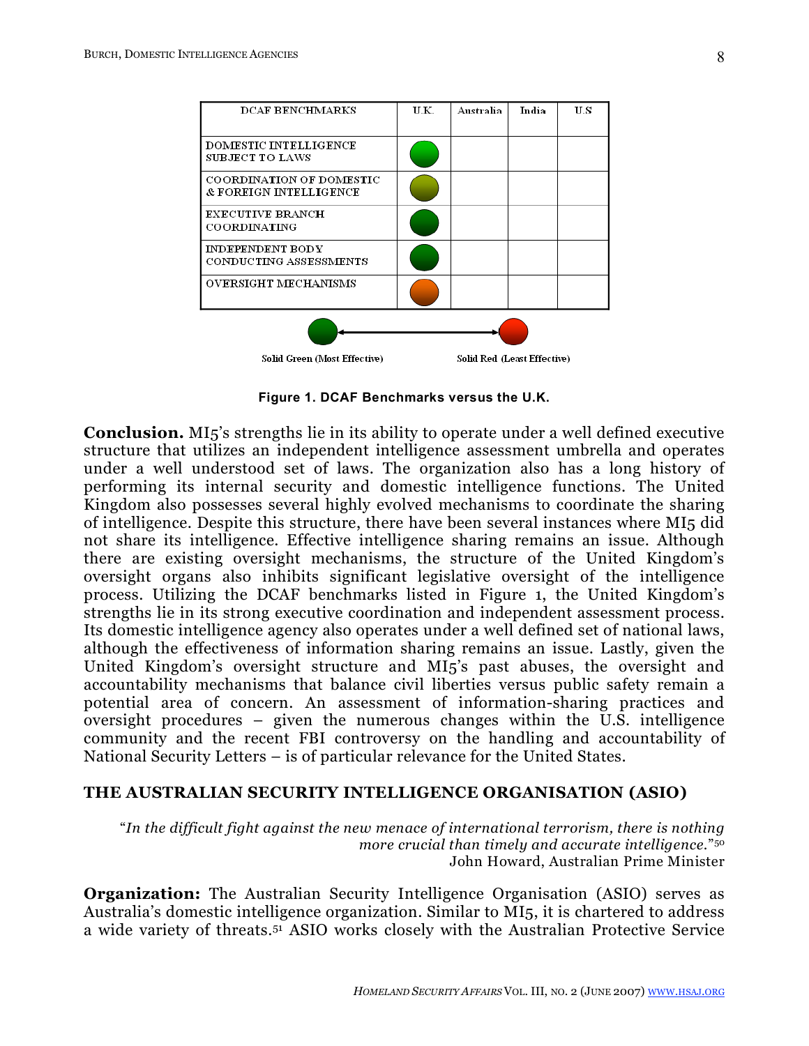| DCAF BENCHMARKS | U.K. | Australia | India | U.S |
|---|---|---|---|---|
| DOMESTIC INTELLIGENCE SUBJECT TO LAWS | ● | | | |
| COORDINATION OF DOMESTIC & FOREIGN INTELLIGENCE | ● | | | |
| EXECUTIVE BRANCH COORDINATING | ● | | | |
| INDEPENDENT BODY CONDUCTING ASSESSMENTS | ● | | | |
| OVERSIGHT MECHANISMS | ● | | | |

Solid Green (Most Effective) ←→ Solid Red (Least Effective)

**Figure 1. DCAF Benchmarks versus the U.K.**

**Conclusion.** MI5's strengths lie in its ability to operate under a well defined executive structure that utilizes an independent intelligence assessment umbrella and operates under a well understood set of laws. The organization also has a long history of performing its internal security and domestic intelligence functions. The United Kingdom also possesses several highly evolved mechanisms to coordinate the sharing of intelligence. Despite this structure, there have been several instances where MI5 did not share its intelligence. Effective intelligence sharing remains an issue. Although there are existing oversight mechanisms, the structure of the United Kingdom's oversight organs also inhibits significant legislative oversight of the intelligence process. Utilizing the DCAF benchmarks listed in Figure 1, the United Kingdom's strengths lie in its strong executive coordination and independent assessment process. Its domestic intelligence agency also operates under a well defined set of national laws, although the effectiveness of information sharing remains an issue. Lastly, given the United Kingdom's oversight structure and MI5's past abuses, the oversight and accountability mechanisms that balance civil liberties versus public safety remain a potential area of concern. An assessment of information-sharing practices and oversight procedures – given the numerous changes within the U.S. intelligence community and the recent FBI controversy on the handling and accountability of National Security Letters – is of particular relevance for the United States.

## THE AUSTRALIAN SECURITY INTELLIGENCE ORGANISATION (ASIO)

> "*In the difficult fight against the new menace of international terrorism, there is nothing more crucial than timely and accurate intelligence.*"[50]
> John Howard, Australian Prime Minister

**Organization:** The Australian Security Intelligence Organisation (ASIO) serves as Australia's domestic intelligence organization. Similar to MI5, it is chartered to address a wide variety of threats.[51] ASIO works closely with the Australian Protective Service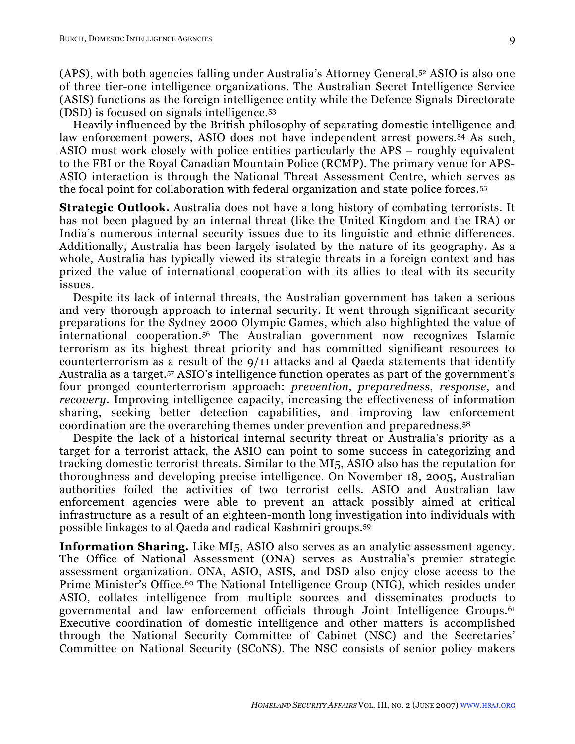(APS), with both agencies falling under Australia's Attorney General.[52] ASIO is also one of three tier-one intelligence organizations. The Australian Secret Intelligence Service (ASIS) functions as the foreign intelligence entity while the Defence Signals Directorate (DSD) is focused on signals intelligence.[53]

Heavily influenced by the British philosophy of separating domestic intelligence and law enforcement powers, ASIO does not have independent arrest powers.[54] As such, ASIO must work closely with police entities particularly the APS – roughly equivalent to the FBI or the Royal Canadian Mountain Police (RCMP). The primary venue for APS-ASIO interaction is through the National Threat Assessment Centre, which serves as the focal point for collaboration with federal organization and state police forces.[55]

**Strategic Outlook.** Australia does not have a long history of combating terrorists. It has not been plagued by an internal threat (like the United Kingdom and the IRA) or India's numerous internal security issues due to its linguistic and ethnic differences. Additionally, Australia has been largely isolated by the nature of its geography. As a whole, Australia has typically viewed its strategic threats in a foreign context and has prized the value of international cooperation with its allies to deal with its security issues.

Despite its lack of internal threats, the Australian government has taken a serious and very thorough approach to internal security. It went through significant security preparations for the Sydney 2000 Olympic Games, which also highlighted the value of international cooperation.[56] The Australian government now recognizes Islamic terrorism as its highest threat priority and has committed significant resources to counterterrorism as a result of the 9/11 attacks and al Qaeda statements that identify Australia as a target.[57] ASIO's intelligence function operates as part of the government's four pronged counterterrorism approach: *prevention*, *preparedness*, *response*, and *recovery*. Improving intelligence capacity, increasing the effectiveness of information sharing, seeking better detection capabilities, and improving law enforcement coordination are the overarching themes under prevention and preparedness.[58]

Despite the lack of a historical internal security threat or Australia's priority as a target for a terrorist attack, the ASIO can point to some success in categorizing and tracking domestic terrorist threats. Similar to the MI5, ASIO also has the reputation for thoroughness and developing precise intelligence. On November 18, 2005, Australian authorities foiled the activities of two terrorist cells. ASIO and Australian law enforcement agencies were able to prevent an attack possibly aimed at critical infrastructure as a result of an eighteen-month long investigation into individuals with possible linkages to al Qaeda and radical Kashmiri groups.[59]

**Information Sharing.** Like MI5, ASIO also serves as an analytic assessment agency. The Office of National Assessment (ONA) serves as Australia's premier strategic assessment organization. ONA, ASIO, ASIS, and DSD also enjoy close access to the Prime Minister's Office.[60] The National Intelligence Group (NIG), which resides under ASIO, collates intelligence from multiple sources and disseminates products to governmental and law enforcement officials through Joint Intelligence Groups.[61] Executive coordination of domestic intelligence and other matters is accomplished through the National Security Committee of Cabinet (NSC) and the Secretaries' Committee on National Security (SCoNS). The NSC consists of senior policy makers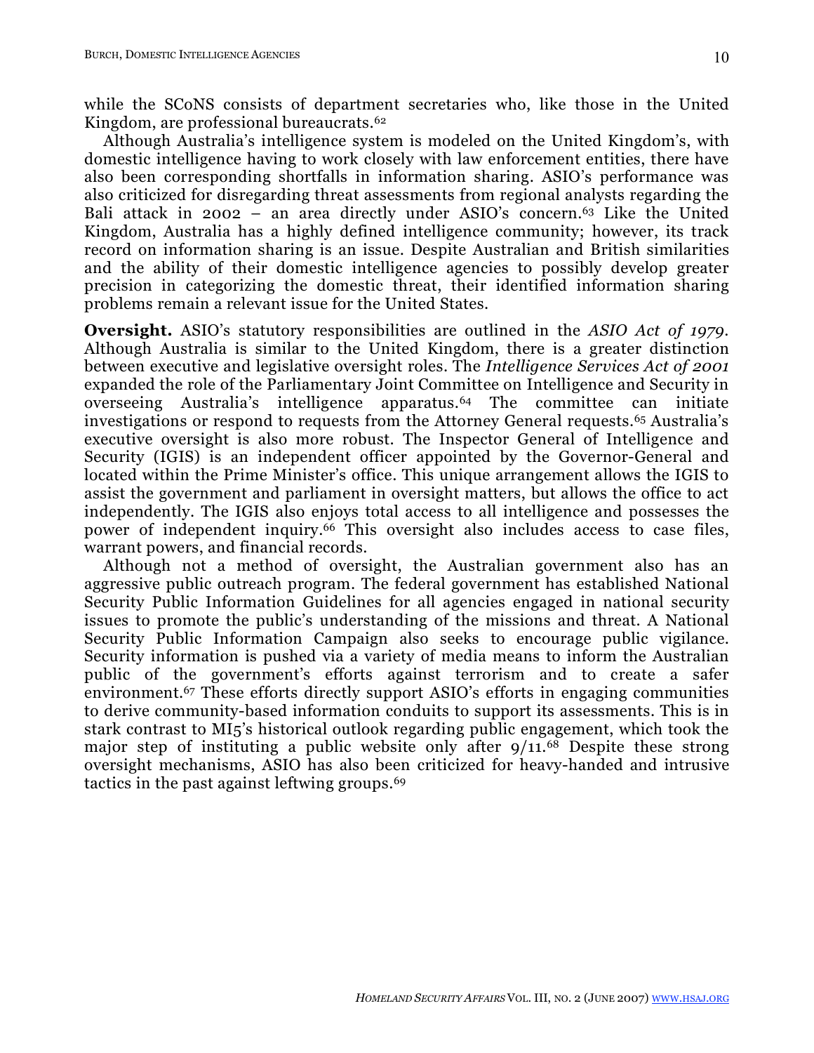while the SCoNS consists of department secretaries who, like those in the United Kingdom, are professional bureaucrats.[62]

Although Australia's intelligence system is modeled on the United Kingdom's, with domestic intelligence having to work closely with law enforcement entities, there have also been corresponding shortfalls in information sharing. ASIO's performance was also criticized for disregarding threat assessments from regional analysts regarding the Bali attack in 2002 – an area directly under ASIO's concern.[63] Like the United Kingdom, Australia has a highly defined intelligence community; however, its track record on information sharing is an issue. Despite Australian and British similarities and the ability of their domestic intelligence agencies to possibly develop greater precision in categorizing the domestic threat, their identified information sharing problems remain a relevant issue for the United States.

**Oversight.** ASIO's statutory responsibilities are outlined in the *ASIO Act of 1979*. Although Australia is similar to the United Kingdom, there is a greater distinction between executive and legislative oversight roles. The *Intelligence Services Act of 2001* expanded the role of the Parliamentary Joint Committee on Intelligence and Security in overseeing Australia's intelligence apparatus.[64] The committee can initiate investigations or respond to requests from the Attorney General requests.[65] Australia's executive oversight is also more robust. The Inspector General of Intelligence and Security (IGIS) is an independent officer appointed by the Governor-General and located within the Prime Minister's office. This unique arrangement allows the IGIS to assist the government and parliament in oversight matters, but allows the office to act independently. The IGIS also enjoys total access to all intelligence and possesses the power of independent inquiry.[66] This oversight also includes access to case files, warrant powers, and financial records.

Although not a method of oversight, the Australian government also has an aggressive public outreach program. The federal government has established National Security Public Information Guidelines for all agencies engaged in national security issues to promote the public's understanding of the missions and threat. A National Security Public Information Campaign also seeks to encourage public vigilance. Security information is pushed via a variety of media means to inform the Australian public of the government's efforts against terrorism and to create a safer environment.[67] These efforts directly support ASIO's efforts in engaging communities to derive community-based information conduits to support its assessments. This is in stark contrast to MI5's historical outlook regarding public engagement, which took the major step of instituting a public website only after 9/11.[68] Despite these strong oversight mechanisms, ASIO has also been criticized for heavy-handed and intrusive tactics in the past against leftwing groups.[69]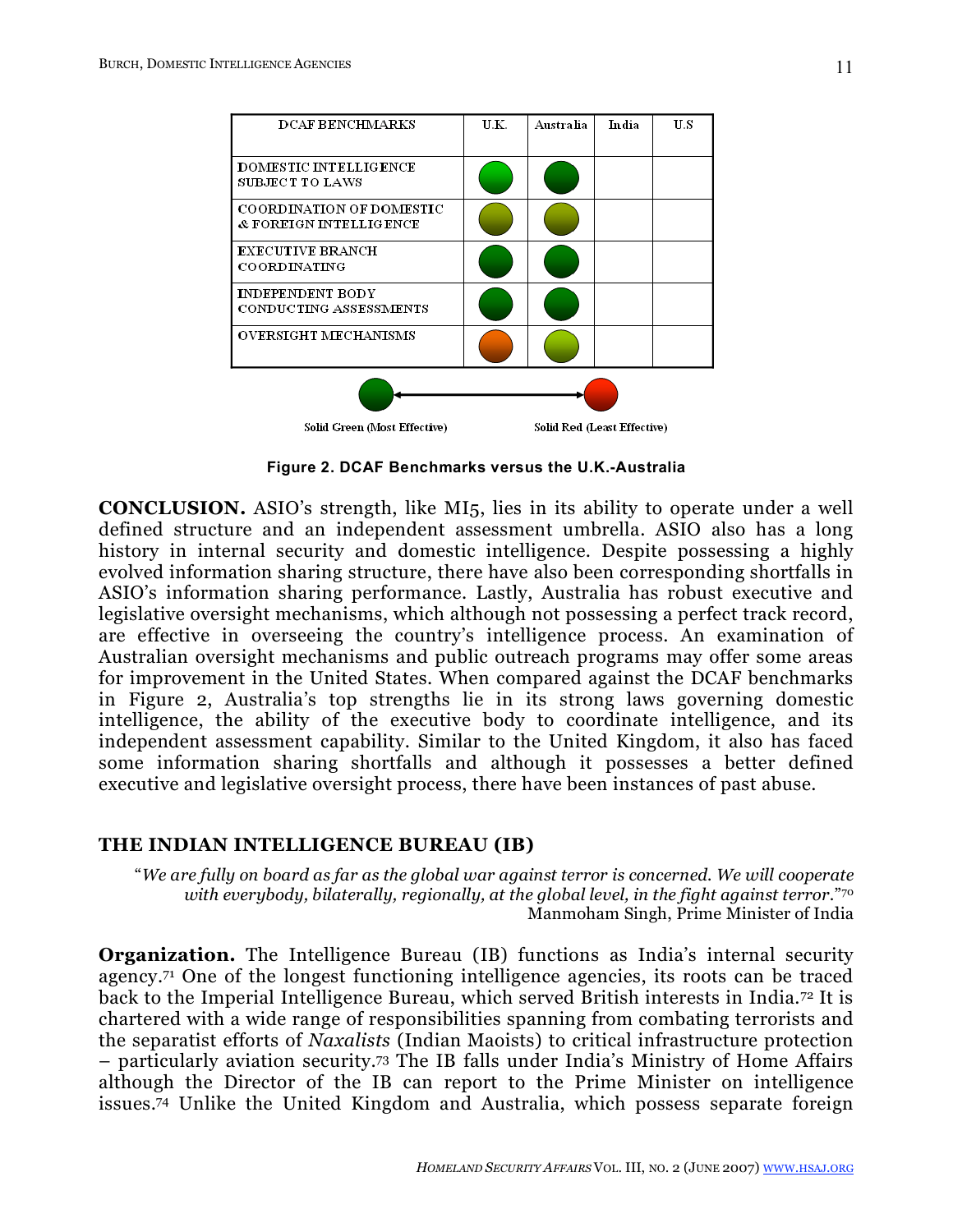| DCAF BENCHMARKS | U.K. | Australia | India | U.S |
|---|---|---|---|---|
| DOMESTIC INTELLIGENCE SUBJECT TO LAWS | | | | |
| COORDINATION OF DOMESTIC & FOREIGN INTELLIGENCE | | | | |
| EXECUTIVE BRANCH COORDINATING | | | | |
| INDEPENDENT BODY CONDUCTING ASSESSMENTS | | | | |
| OVERSIGHT MECHANISMS | | | | |

Solid Green (Most Effective) ⟷ Solid Red (Least Effective)

**Figure 2. DCAF Benchmarks versus the U.K.-Australia**

**CONCLUSION.** ASIO's strength, like MI5, lies in its ability to operate under a well defined structure and an independent assessment umbrella. ASIO also has a long history in internal security and domestic intelligence. Despite possessing a highly evolved information sharing structure, there have also been corresponding shortfalls in ASIO's information sharing performance. Lastly, Australia has robust executive and legislative oversight mechanisms, which although not possessing a perfect track record, are effective in overseeing the country's intelligence process. An examination of Australian oversight mechanisms and public outreach programs may offer some areas for improvement in the United States. When compared against the DCAF benchmarks in Figure 2, Australia's top strengths lie in its strong laws governing domestic intelligence, the ability of the executive body to coordinate intelligence, and its independent assessment capability. Similar to the United Kingdom, it also has faced some information sharing shortfalls and although it possesses a better defined executive and legislative oversight process, there have been instances of past abuse.

## THE INDIAN INTELLIGENCE BUREAU (IB)

> "*We are fully on board as far as the global war against terror is concerned. We will cooperate with everybody, bilaterally, regionally, at the global level, in the fight against terror.*"[70]
> Manmoham Singh, Prime Minister of India

**Organization.** The Intelligence Bureau (IB) functions as India's internal security agency.[71] One of the longest functioning intelligence agencies, its roots can be traced back to the Imperial Intelligence Bureau, which served British interests in India.[72] It is chartered with a wide range of responsibilities spanning from combating terrorists and the separatist efforts of *Naxalists* (Indian Maoists) to critical infrastructure protection – particularly aviation security.[73] The IB falls under India's Ministry of Home Affairs although the Director of the IB can report to the Prime Minister on intelligence issues.[74] Unlike the United Kingdom and Australia, which possess separate foreign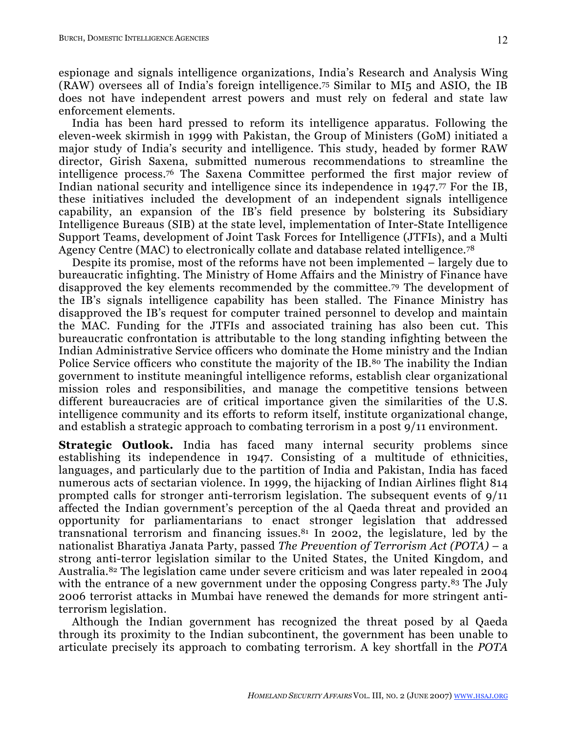espionage and signals intelligence organizations, India's Research and Analysis Wing (RAW) oversees all of India's foreign intelligence.[75] Similar to MI5 and ASIO, the IB does not have independent arrest powers and must rely on federal and state law enforcement elements.

India has been hard pressed to reform its intelligence apparatus. Following the eleven-week skirmish in 1999 with Pakistan, the Group of Ministers (GoM) initiated a major study of India's security and intelligence. This study, headed by former RAW director, Girish Saxena, submitted numerous recommendations to streamline the intelligence process.[76] The Saxena Committee performed the first major review of Indian national security and intelligence since its independence in 1947.[77] For the IB, these initiatives included the development of an independent signals intelligence capability, an expansion of the IB's field presence by bolstering its Subsidiary Intelligence Bureaus (SIB) at the state level, implementation of Inter-State Intelligence Support Teams, development of Joint Task Forces for Intelligence (JTFIs), and a Multi Agency Centre (MAC) to electronically collate and database related intelligence.[78]

Despite its promise, most of the reforms have not been implemented – largely due to bureaucratic infighting. The Ministry of Home Affairs and the Ministry of Finance have disapproved the key elements recommended by the committee.[79] The development of the IB's signals intelligence capability has been stalled. The Finance Ministry has disapproved the IB's request for computer trained personnel to develop and maintain the MAC. Funding for the JTFIs and associated training has also been cut. This bureaucratic confrontation is attributable to the long standing infighting between the Indian Administrative Service officers who dominate the Home ministry and the Indian Police Service officers who constitute the majority of the IB.[80] The inability the Indian government to institute meaningful intelligence reforms, establish clear organizational mission roles and responsibilities, and manage the competitive tensions between different bureaucracies are of critical importance given the similarities of the U.S. intelligence community and its efforts to reform itself, institute organizational change, and establish a strategic approach to combating terrorism in a post 9/11 environment.

**Strategic Outlook.** India has faced many internal security problems since establishing its independence in 1947. Consisting of a multitude of ethnicities, languages, and particularly due to the partition of India and Pakistan, India has faced numerous acts of sectarian violence. In 1999, the hijacking of Indian Airlines flight 814 prompted calls for stronger anti-terrorism legislation. The subsequent events of 9/11 affected the Indian government's perception of the al Qaeda threat and provided an opportunity for parliamentarians to enact stronger legislation that addressed transnational terrorism and financing issues.[81] In 2002, the legislature, led by the nationalist Bharatiya Janata Party, passed *The Prevention of Terrorism Act (POTA)* – a strong anti-terror legislation similar to the United States, the United Kingdom, and Australia.[82] The legislation came under severe criticism and was later repealed in 2004 with the entrance of a new government under the opposing Congress party.[83] The July 2006 terrorist attacks in Mumbai have renewed the demands for more stringent anti-terrorism legislation.

Although the Indian government has recognized the threat posed by al Qaeda through its proximity to the Indian subcontinent, the government has been unable to articulate precisely its approach to combating terrorism. A key shortfall in the *POTA*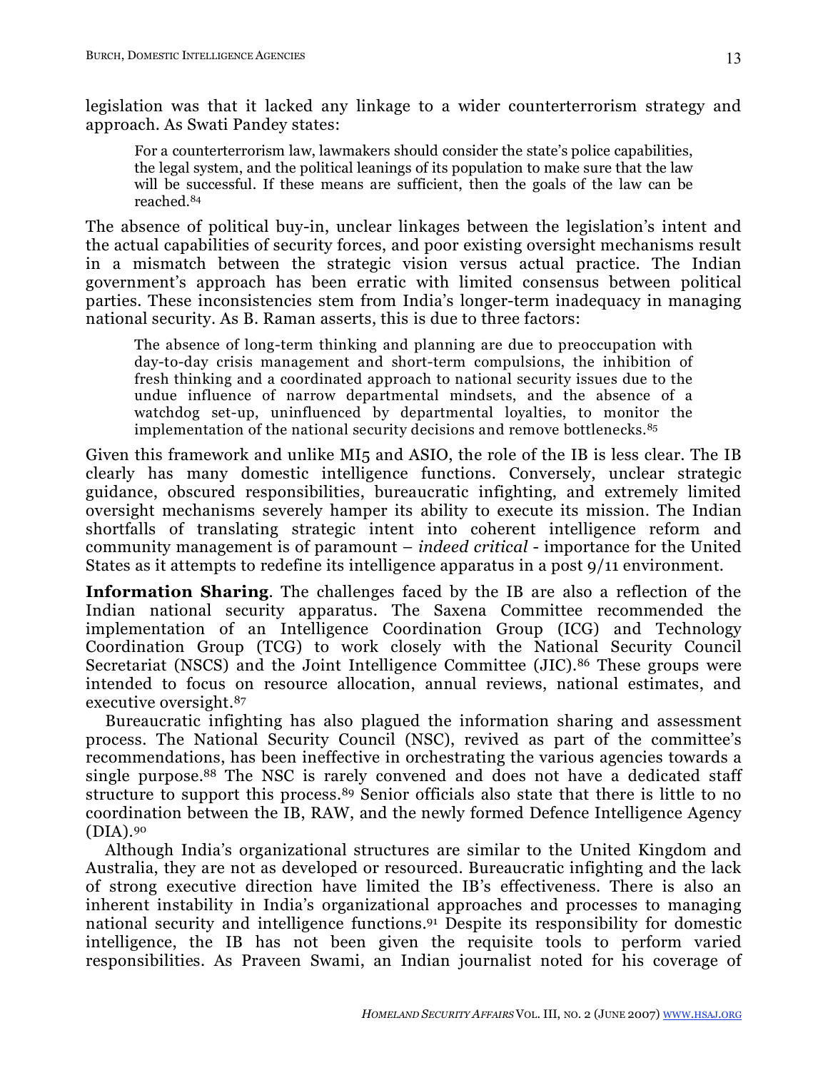legislation was that it lacked any linkage to a wider counterterrorism strategy and approach. As Swati Pandey states:

> For a counterterrorism law, lawmakers should consider the state's police capabilities, the legal system, and the political leanings of its population to make sure that the law will be successful. If these means are sufficient, then the goals of the law can be reached.[84]

The absence of political buy-in, unclear linkages between the legislation's intent and the actual capabilities of security forces, and poor existing oversight mechanisms result in a mismatch between the strategic vision versus actual practice. The Indian government's approach has been erratic with limited consensus between political parties. These inconsistencies stem from India's longer-term inadequacy in managing national security. As B. Raman asserts, this is due to three factors:

> The absence of long-term thinking and planning are due to preoccupation with day-to-day crisis management and short-term compulsions, the inhibition of fresh thinking and a coordinated approach to national security issues due to the undue influence of narrow departmental mindsets, and the absence of a watchdog set-up, uninfluenced by departmental loyalties, to monitor the implementation of the national security decisions and remove bottlenecks.[85]

Given this framework and unlike MI5 and ASIO, the role of the IB is less clear. The IB clearly has many domestic intelligence functions. Conversely, unclear strategic guidance, obscured responsibilities, bureaucratic infighting, and extremely limited oversight mechanisms severely hamper its ability to execute its mission. The Indian shortfalls of translating strategic intent into coherent intelligence reform and community management is of paramount – *indeed critical* - importance for the United States as it attempts to redefine its intelligence apparatus in a post 9/11 environment.

**Information Sharing**. The challenges faced by the IB are also a reflection of the Indian national security apparatus. The Saxena Committee recommended the implementation of an Intelligence Coordination Group (ICG) and Technology Coordination Group (TCG) to work closely with the National Security Council Secretariat (NSCS) and the Joint Intelligence Committee (JIC).[86] These groups were intended to focus on resource allocation, annual reviews, national estimates, and executive oversight.[87]

Bureaucratic infighting has also plagued the information sharing and assessment process. The National Security Council (NSC), revived as part of the committee's recommendations, has been ineffective in orchestrating the various agencies towards a single purpose.[88] The NSC is rarely convened and does not have a dedicated staff structure to support this process.[89] Senior officials also state that there is little to no coordination between the IB, RAW, and the newly formed Defence Intelligence Agency (DIA).[90]

Although India's organizational structures are similar to the United Kingdom and Australia, they are not as developed or resourced. Bureaucratic infighting and the lack of strong executive direction have limited the IB's effectiveness. There is also an inherent instability in India's organizational approaches and processes to managing national security and intelligence functions.[91] Despite its responsibility for domestic intelligence, the IB has not been given the requisite tools to perform varied responsibilities. As Praveen Swami, an Indian journalist noted for his coverage of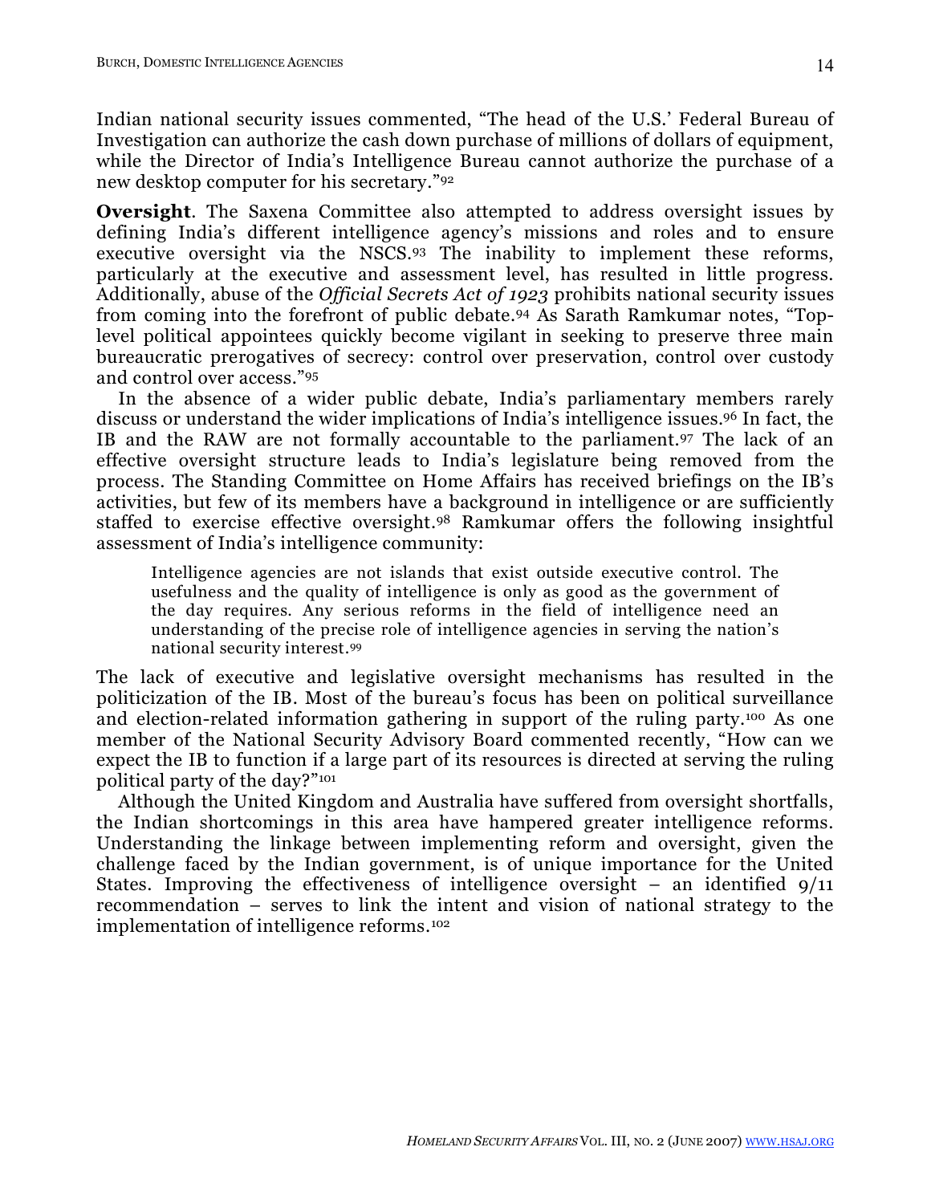Indian national security issues commented, "The head of the U.S.' Federal Bureau of Investigation can authorize the cash down purchase of millions of dollars of equipment, while the Director of India's Intelligence Bureau cannot authorize the purchase of a new desktop computer for his secretary."[92]

**Oversight**. The Saxena Committee also attempted to address oversight issues by defining India's different intelligence agency's missions and roles and to ensure executive oversight via the NSCS.[93] The inability to implement these reforms, particularly at the executive and assessment level, has resulted in little progress. Additionally, abuse of the *Official Secrets Act of 1923* prohibits national security issues from coming into the forefront of public debate.[94] As Sarath Ramkumar notes, "Top-level political appointees quickly become vigilant in seeking to preserve three main bureaucratic prerogatives of secrecy: control over preservation, control over custody and control over access."[95]

In the absence of a wider public debate, India's parliamentary members rarely discuss or understand the wider implications of India's intelligence issues.[96] In fact, the IB and the RAW are not formally accountable to the parliament.[97] The lack of an effective oversight structure leads to India's legislature being removed from the process. The Standing Committee on Home Affairs has received briefings on the IB's activities, but few of its members have a background in intelligence or are sufficiently staffed to exercise effective oversight.[98] Ramkumar offers the following insightful assessment of India's intelligence community:

> Intelligence agencies are not islands that exist outside executive control. The usefulness and the quality of intelligence is only as good as the government of the day requires. Any serious reforms in the field of intelligence need an understanding of the precise role of intelligence agencies in serving the nation's national security interest.[99]

The lack of executive and legislative oversight mechanisms has resulted in the politicization of the IB. Most of the bureau's focus has been on political surveillance and election-related information gathering in support of the ruling party.[100] As one member of the National Security Advisory Board commented recently, "How can we expect the IB to function if a large part of its resources is directed at serving the ruling political party of the day?"[101]

Although the United Kingdom and Australia have suffered from oversight shortfalls, the Indian shortcomings in this area have hampered greater intelligence reforms. Understanding the linkage between implementing reform and oversight, given the challenge faced by the Indian government, is of unique importance for the United States. Improving the effectiveness of intelligence oversight – an identified 9/11 recommendation – serves to link the intent and vision of national strategy to the implementation of intelligence reforms.[102]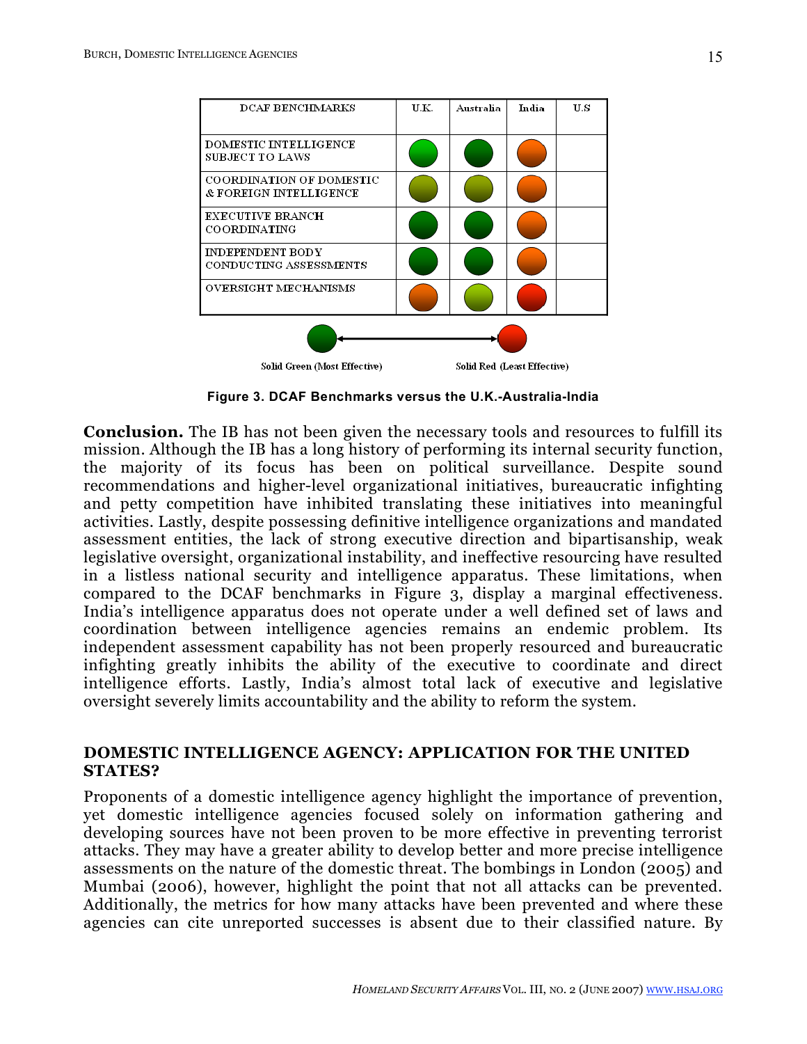| DCAF BENCHMARKS | U.K. | Australia | India | U.S |
|---|---|---|---|---|
| DOMESTIC INTELLIGENCE SUBJECT TO LAWS | Green | Solid Green | Orange | |
| COORDINATION OF DOMESTIC & FOREIGN INTELLIGENCE | Olive | Olive | Orange | |
| EXECUTIVE BRANCH COORDINATING | Solid Green | Solid Green | Orange | |
| INDEPENDENT BODY CONDUCTING ASSESSMENTS | Solid Green | Solid Green | Orange | |
| OVERSIGHT MECHANISMS | Orange | Yellow-Green | Solid Red | |

Solid Green (Most Effective) ⟷ Solid Red (Least Effective)

**Figure 3. DCAF Benchmarks versus the U.K.-Australia-India**

**Conclusion.** The IB has not been given the necessary tools and resources to fulfill its mission. Although the IB has a long history of performing its internal security function, the majority of its focus has been on political surveillance. Despite sound recommendations and higher-level organizational initiatives, bureaucratic infighting and petty competition have inhibited translating these initiatives into meaningful activities. Lastly, despite possessing definitive intelligence organizations and mandated assessment entities, the lack of strong executive direction and bipartisanship, weak legislative oversight, organizational instability, and ineffective resourcing have resulted in a listless national security and intelligence apparatus. These limitations, when compared to the DCAF benchmarks in Figure 3, display a marginal effectiveness. India's intelligence apparatus does not operate under a well defined set of laws and coordination between intelligence agencies remains an endemic problem. Its independent assessment capability has not been properly resourced and bureaucratic infighting greatly inhibits the ability of the executive to coordinate and direct intelligence efforts. Lastly, India's almost total lack of executive and legislative oversight severely limits accountability and the ability to reform the system.

## DOMESTIC INTELLIGENCE AGENCY: APPLICATION FOR THE UNITED STATES?

Proponents of a domestic intelligence agency highlight the importance of prevention, yet domestic intelligence agencies focused solely on information gathering and developing sources have not been proven to be more effective in preventing terrorist attacks. They may have a greater ability to develop better and more precise intelligence assessments on the nature of the domestic threat. The bombings in London (2005) and Mumbai (2006), however, highlight the point that not all attacks can be prevented. Additionally, the metrics for how many attacks have been prevented and where these agencies can cite unreported successes is absent due to their classified nature. By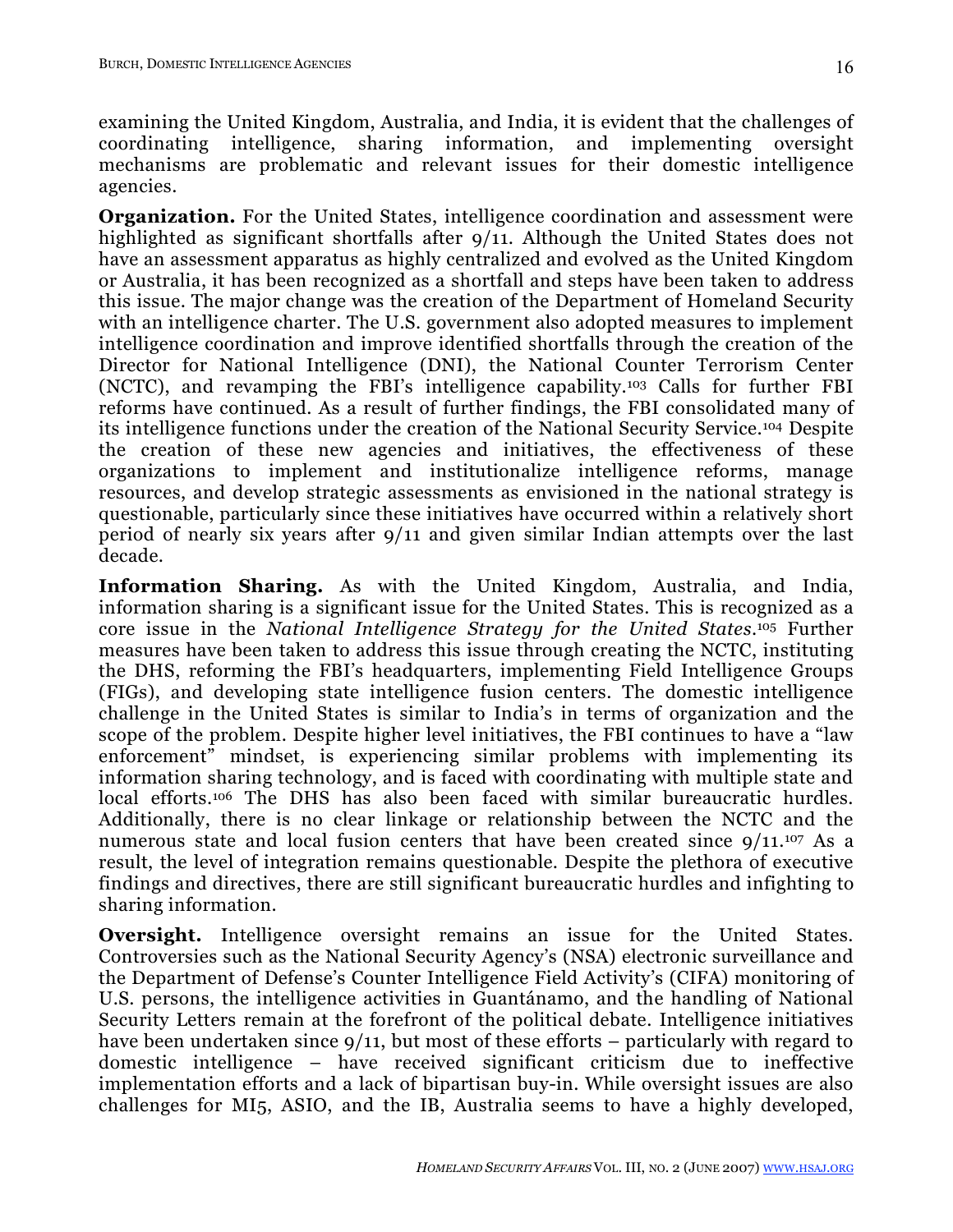examining the United Kingdom, Australia, and India, it is evident that the challenges of coordinating intelligence, sharing information, and implementing oversight mechanisms are problematic and relevant issues for their domestic intelligence agencies.

**Organization.** For the United States, intelligence coordination and assessment were highlighted as significant shortfalls after 9/11. Although the United States does not have an assessment apparatus as highly centralized and evolved as the United Kingdom or Australia, it has been recognized as a shortfall and steps have been taken to address this issue. The major change was the creation of the Department of Homeland Security with an intelligence charter. The U.S. government also adopted measures to implement intelligence coordination and improve identified shortfalls through the creation of the Director for National Intelligence (DNI), the National Counter Terrorism Center (NCTC), and revamping the FBI's intelligence capability.[103] Calls for further FBI reforms have continued. As a result of further findings, the FBI consolidated many of its intelligence functions under the creation of the National Security Service.[104] Despite the creation of these new agencies and initiatives, the effectiveness of these organizations to implement and institutionalize intelligence reforms, manage resources, and develop strategic assessments as envisioned in the national strategy is questionable, particularly since these initiatives have occurred within a relatively short period of nearly six years after 9/11 and given similar Indian attempts over the last decade.

**Information Sharing.** As with the United Kingdom, Australia, and India, information sharing is a significant issue for the United States. This is recognized as a core issue in the *National Intelligence Strategy for the United States*.[105] Further measures have been taken to address this issue through creating the NCTC, instituting the DHS, reforming the FBI's headquarters, implementing Field Intelligence Groups (FIGs), and developing state intelligence fusion centers. The domestic intelligence challenge in the United States is similar to India's in terms of organization and the scope of the problem. Despite higher level initiatives, the FBI continues to have a "law enforcement" mindset, is experiencing similar problems with implementing its information sharing technology, and is faced with coordinating with multiple state and local efforts.[106] The DHS has also been faced with similar bureaucratic hurdles. Additionally, there is no clear linkage or relationship between the NCTC and the numerous state and local fusion centers that have been created since 9/11.[107] As a result, the level of integration remains questionable. Despite the plethora of executive findings and directives, there are still significant bureaucratic hurdles and infighting to sharing information.

**Oversight.** Intelligence oversight remains an issue for the United States. Controversies such as the National Security Agency's (NSA) electronic surveillance and the Department of Defense's Counter Intelligence Field Activity's (CIFA) monitoring of U.S. persons, the intelligence activities in Guantánamo, and the handling of National Security Letters remain at the forefront of the political debate. Intelligence initiatives have been undertaken since 9/11, but most of these efforts – particularly with regard to domestic intelligence – have received significant criticism due to ineffective implementation efforts and a lack of bipartisan buy-in. While oversight issues are also challenges for MI5, ASIO, and the IB, Australia seems to have a highly developed,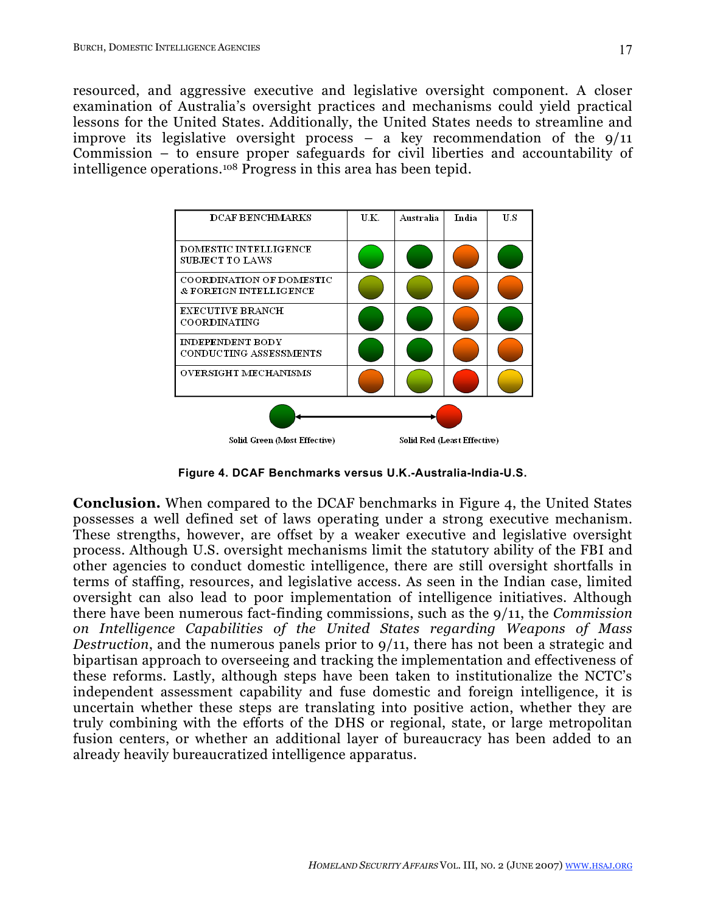resourced, and aggressive executive and legislative oversight component. A closer examination of Australia's oversight practices and mechanisms could yield practical lessons for the United States. Additionally, the United States needs to streamline and improve its legislative oversight process – a key recommendation of the 9/11 Commission – to ensure proper safeguards for civil liberties and accountability of intelligence operations.[108] Progress in this area has been tepid.

| DCAF BENCHMARKS | U.K. | Australia | India | U.S |
|---|---|---|---|---|
| DOMESTIC INTELLIGENCE SUBJECT TO LAWS | Green | Dark green | Orange | Dark green |
| COORDINATION OF DOMESTIC & FOREIGN INTELLIGENCE | Olive | Olive | Orange | Orange |
| EXECUTIVE BRANCH COORDINATING | Dark green | Dark green | Orange | Dark green |
| INDEPENDENT BODY CONDUCTING ASSESSMENTS | Dark green | Dark green | Orange | Orange |
| OVERSIGHT MECHANISMS | Orange | Yellow-green | Red | Yellow |

Solid Green (Most Effective) ↔ Solid Red (Least Effective)

**Figure 4. DCAF Benchmarks versus U.K.-Australia-India-U.S.**

**Conclusion.** When compared to the DCAF benchmarks in Figure 4, the United States possesses a well defined set of laws operating under a strong executive mechanism. These strengths, however, are offset by a weaker executive and legislative oversight process. Although U.S. oversight mechanisms limit the statutory ability of the FBI and other agencies to conduct domestic intelligence, there are still oversight shortfalls in terms of staffing, resources, and legislative access. As seen in the Indian case, limited oversight can also lead to poor implementation of intelligence initiatives. Although there have been numerous fact-finding commissions, such as the 9/11, the *Commission on Intelligence Capabilities of the United States regarding Weapons of Mass Destruction*, and the numerous panels prior to 9/11, there has not been a strategic and bipartisan approach to overseeing and tracking the implementation and effectiveness of these reforms. Lastly, although steps have been taken to institutionalize the NCTC's independent assessment capability and fuse domestic and foreign intelligence, it is uncertain whether these steps are translating into positive action, whether they are truly combining with the efforts of the DHS or regional, state, or large metropolitan fusion centers, or whether an additional layer of bureaucracy has been added to an already heavily bureaucratized intelligence apparatus.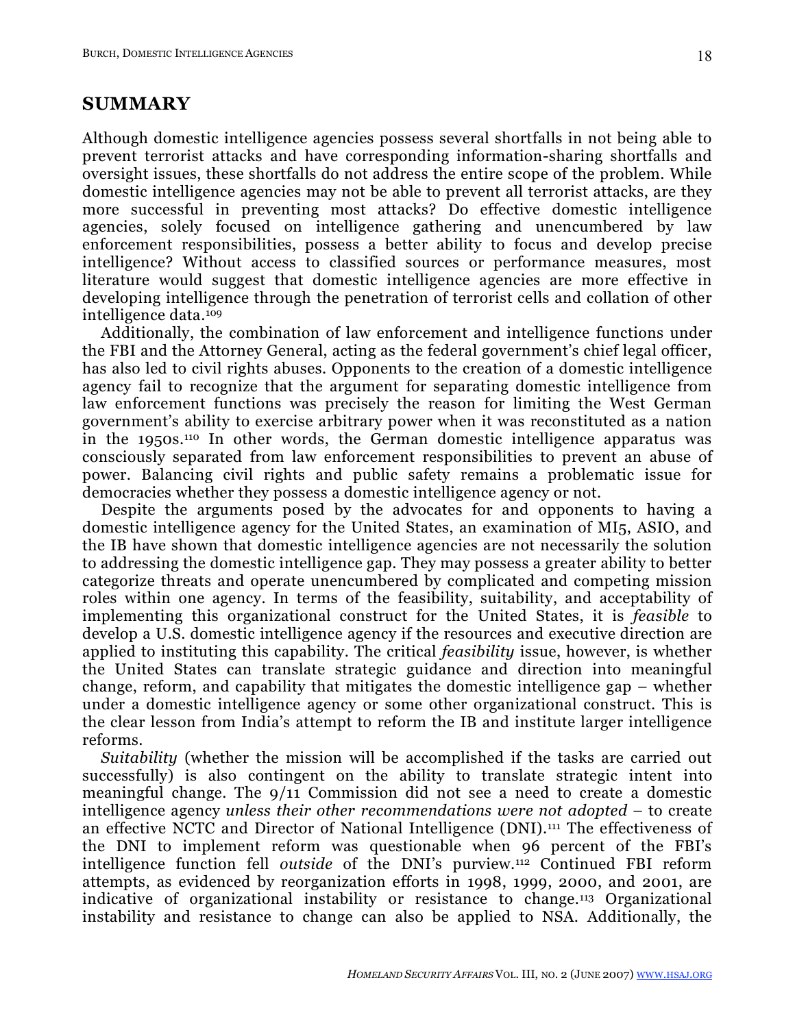## SUMMARY

Although domestic intelligence agencies possess several shortfalls in not being able to prevent terrorist attacks and have corresponding information-sharing shortfalls and oversight issues, these shortfalls do not address the entire scope of the problem. While domestic intelligence agencies may not be able to prevent all terrorist attacks, are they more successful in preventing most attacks? Do effective domestic intelligence agencies, solely focused on intelligence gathering and unencumbered by law enforcement responsibilities, possess a better ability to focus and develop precise intelligence? Without access to classified sources or performance measures, most literature would suggest that domestic intelligence agencies are more effective in developing intelligence through the penetration of terrorist cells and collation of other intelligence data.[109]

Additionally, the combination of law enforcement and intelligence functions under the FBI and the Attorney General, acting as the federal government's chief legal officer, has also led to civil rights abuses. Opponents to the creation of a domestic intelligence agency fail to recognize that the argument for separating domestic intelligence from law enforcement functions was precisely the reason for limiting the West German government's ability to exercise arbitrary power when it was reconstituted as a nation in the 1950s.[110] In other words, the German domestic intelligence apparatus was consciously separated from law enforcement responsibilities to prevent an abuse of power. Balancing civil rights and public safety remains a problematic issue for democracies whether they possess a domestic intelligence agency or not.

Despite the arguments posed by the advocates for and opponents to having a domestic intelligence agency for the United States, an examination of MI5, ASIO, and the IB have shown that domestic intelligence agencies are not necessarily the solution to addressing the domestic intelligence gap. They may possess a greater ability to better categorize threats and operate unencumbered by complicated and competing mission roles within one agency. In terms of the feasibility, suitability, and acceptability of implementing this organizational construct for the United States, it is *feasible* to develop a U.S. domestic intelligence agency if the resources and executive direction are applied to instituting this capability. The critical *feasibility* issue, however, is whether the United States can translate strategic guidance and direction into meaningful change, reform, and capability that mitigates the domestic intelligence gap – whether under a domestic intelligence agency or some other organizational construct. This is the clear lesson from India's attempt to reform the IB and institute larger intelligence reforms.

*Suitability* (whether the mission will be accomplished if the tasks are carried out successfully) is also contingent on the ability to translate strategic intent into meaningful change. The 9/11 Commission did not see a need to create a domestic intelligence agency *unless their other recommendations were not adopted* – to create an effective NCTC and Director of National Intelligence (DNI).[111] The effectiveness of the DNI to implement reform was questionable when 96 percent of the FBI's intelligence function fell *outside* of the DNI's purview.[112] Continued FBI reform attempts, as evidenced by reorganization efforts in 1998, 1999, 2000, and 2001, are indicative of organizational instability or resistance to change.[113] Organizational instability and resistance to change can also be applied to NSA. Additionally, the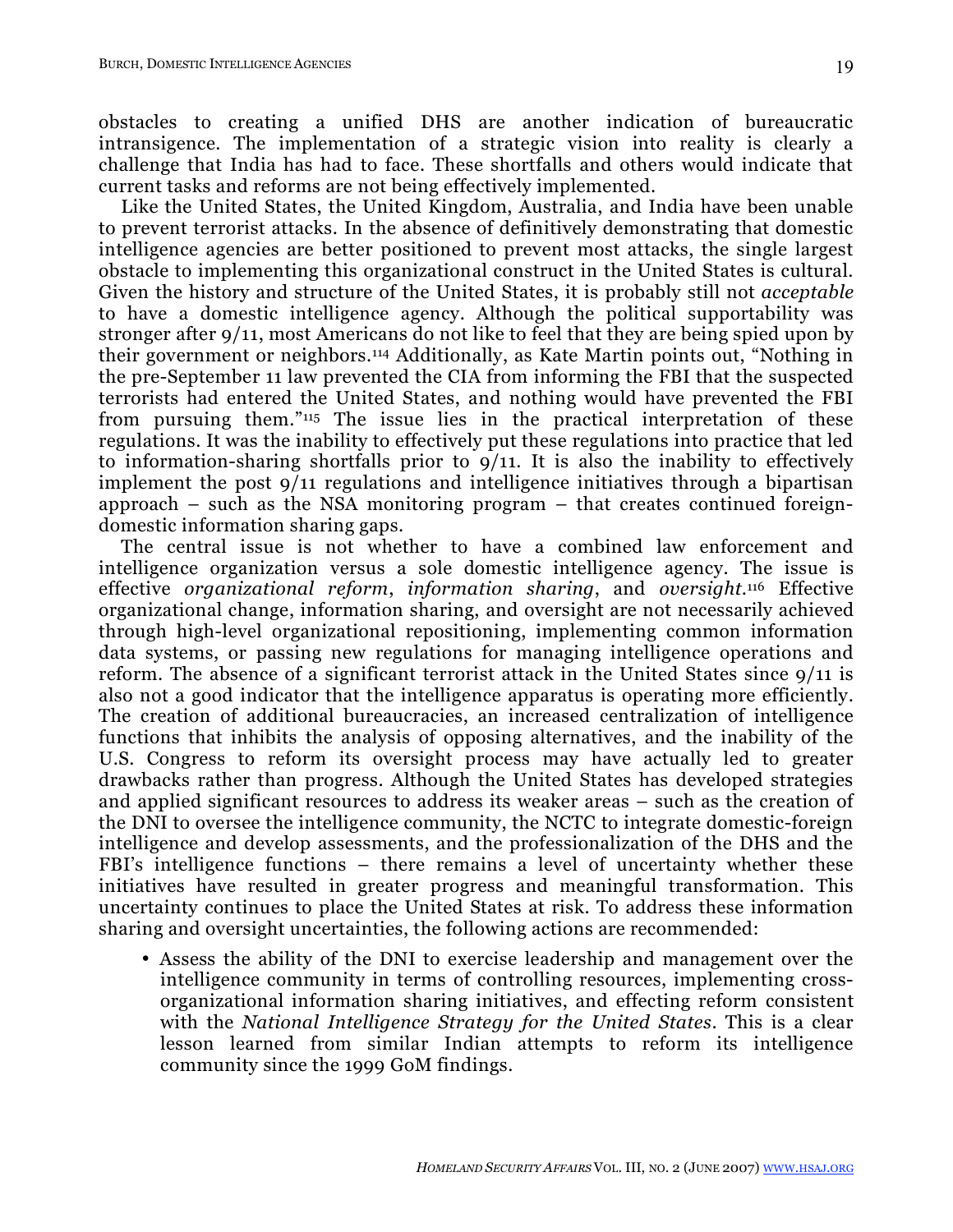obstacles to creating a unified DHS are another indication of bureaucratic intransigence. The implementation of a strategic vision into reality is clearly a challenge that India has had to face. These shortfalls and others would indicate that current tasks and reforms are not being effectively implemented.

Like the United States, the United Kingdom, Australia, and India have been unable to prevent terrorist attacks. In the absence of definitively demonstrating that domestic intelligence agencies are better positioned to prevent most attacks, the single largest obstacle to implementing this organizational construct in the United States is cultural. Given the history and structure of the United States, it is probably still not *acceptable* to have a domestic intelligence agency. Although the political supportability was stronger after 9/11, most Americans do not like to feel that they are being spied upon by their government or neighbors.[114] Additionally, as Kate Martin points out, "Nothing in the pre-September 11 law prevented the CIA from informing the FBI that the suspected terrorists had entered the United States, and nothing would have prevented the FBI from pursuing them."[115] The issue lies in the practical interpretation of these regulations. It was the inability to effectively put these regulations into practice that led to information-sharing shortfalls prior to 9/11. It is also the inability to effectively implement the post 9/11 regulations and intelligence initiatives through a bipartisan approach – such as the NSA monitoring program – that creates continued foreign-domestic information sharing gaps.

The central issue is not whether to have a combined law enforcement and intelligence organization versus a sole domestic intelligence agency. The issue is effective *organizational reform*, *information sharing*, and *oversight*.[116] Effective organizational change, information sharing, and oversight are not necessarily achieved through high-level organizational repositioning, implementing common information data systems, or passing new regulations for managing intelligence operations and reform. The absence of a significant terrorist attack in the United States since 9/11 is also not a good indicator that the intelligence apparatus is operating more efficiently. The creation of additional bureaucracies, an increased centralization of intelligence functions that inhibits the analysis of opposing alternatives, and the inability of the U.S. Congress to reform its oversight process may have actually led to greater drawbacks rather than progress. Although the United States has developed strategies and applied significant resources to address its weaker areas – such as the creation of the DNI to oversee the intelligence community, the NCTC to integrate domestic-foreign intelligence and develop assessments, and the professionalization of the DHS and the FBI's intelligence functions – there remains a level of uncertainty whether these initiatives have resulted in greater progress and meaningful transformation. This uncertainty continues to place the United States at risk. To address these information sharing and oversight uncertainties, the following actions are recommended:

- Assess the ability of the DNI to exercise leadership and management over the intelligence community in terms of controlling resources, implementing cross-organizational information sharing initiatives, and effecting reform consistent with the *National Intelligence Strategy for the United States*. This is a clear lesson learned from similar Indian attempts to reform its intelligence community since the 1999 GoM findings.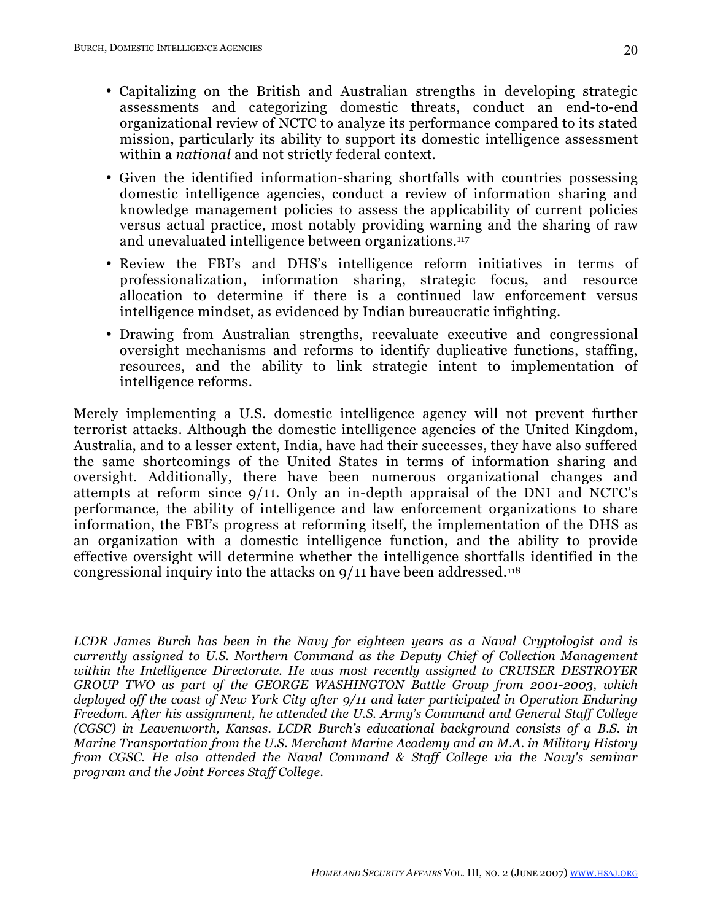- Capitalizing on the British and Australian strengths in developing strategic assessments and categorizing domestic threats, conduct an end-to-end organizational review of NCTC to analyze its performance compared to its stated mission, particularly its ability to support its domestic intelligence assessment within a *national* and not strictly federal context.
- Given the identified information-sharing shortfalls with countries possessing domestic intelligence agencies, conduct a review of information sharing and knowledge management policies to assess the applicability of current policies versus actual practice, most notably providing warning and the sharing of raw and unevaluated intelligence between organizations.[117]
- Review the FBI's and DHS's intelligence reform initiatives in terms of professionalization, information sharing, strategic focus, and resource allocation to determine if there is a continued law enforcement versus intelligence mindset, as evidenced by Indian bureaucratic infighting.
- Drawing from Australian strengths, reevaluate executive and congressional oversight mechanisms and reforms to identify duplicative functions, staffing, resources, and the ability to link strategic intent to implementation of intelligence reforms.

Merely implementing a U.S. domestic intelligence agency will not prevent further terrorist attacks. Although the domestic intelligence agencies of the United Kingdom, Australia, and to a lesser extent, India, have had their successes, they have also suffered the same shortcomings of the United States in terms of information sharing and oversight. Additionally, there have been numerous organizational changes and attempts at reform since 9/11. Only an in-depth appraisal of the DNI and NCTC's performance, the ability of intelligence and law enforcement organizations to share information, the FBI's progress at reforming itself, the implementation of the DHS as an organization with a domestic intelligence function, and the ability to provide effective oversight will determine whether the intelligence shortfalls identified in the congressional inquiry into the attacks on 9/11 have been addressed.[118]

*LCDR James Burch has been in the Navy for eighteen years as a Naval Cryptologist and is currently assigned to U.S. Northern Command as the Deputy Chief of Collection Management within the Intelligence Directorate. He was most recently assigned to CRUISER DESTROYER GROUP TWO as part of the GEORGE WASHINGTON Battle Group from 2001-2003, which deployed off the coast of New York City after 9/11 and later participated in Operation Enduring Freedom. After his assignment, he attended the U.S. Army's Command and General Staff College (CGSC) in Leavenworth, Kansas. LCDR Burch's educational background consists of a B.S. in Marine Transportation from the U.S. Merchant Marine Academy and an M.A. in Military History from CGSC. He also attended the Naval Command & Staff College via the Navy's seminar program and the Joint Forces Staff College.*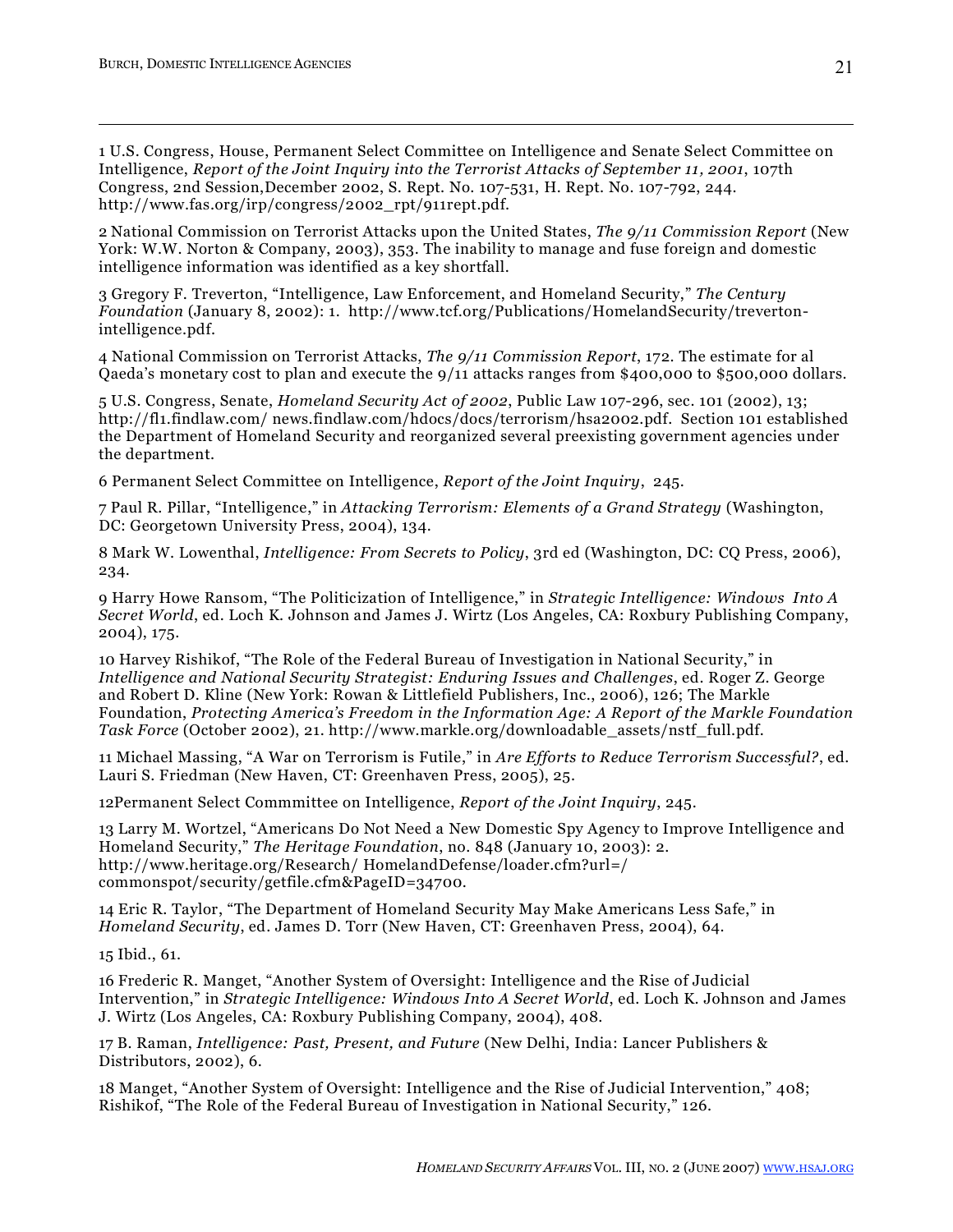1 U.S. Congress, House, Permanent Select Committee on Intelligence and Senate Select Committee on Intelligence, *Report of the Joint Inquiry into the Terrorist Attacks of September 11, 2001*, 107th Congress, 2nd Session,December 2002, S. Rept. No. 107-531, H. Rept. No. 107-792, 244. http://www.fas.org/irp/congress/2002_rpt/911rept.pdf.

2 National Commission on Terrorist Attacks upon the United States, *The 9/11 Commission Report* (New York: W.W. Norton & Company, 2003), 353. The inability to manage and fuse foreign and domestic intelligence information was identified as a key shortfall.

3 Gregory F. Treverton, "Intelligence, Law Enforcement, and Homeland Security," *The Century Foundation* (January 8, 2002): 1. http://www.tcf.org/Publications/HomelandSecurity/treverton-intelligence.pdf.

4 National Commission on Terrorist Attacks, *The 9/11 Commission Report*, 172. The estimate for al Qaeda's monetary cost to plan and execute the 9/11 attacks ranges from $400,000 to $500,000 dollars.

5 U.S. Congress, Senate, *Homeland Security Act of 2002*, Public Law 107-296, sec. 101 (2002), 13; http://fl1.findlaw.com/ news.findlaw.com/hdocs/docs/terrorism/hsa2002.pdf. Section 101 established the Department of Homeland Security and reorganized several preexisting government agencies under the department.

6 Permanent Select Committee on Intelligence, *Report of the Joint Inquiry*, 245.

7 Paul R. Pillar, "Intelligence," in *Attacking Terrorism: Elements of a Grand Strategy* (Washington, DC: Georgetown University Press, 2004), 134.

8 Mark W. Lowenthal, *Intelligence: From Secrets to Policy*, 3rd ed (Washington, DC: CQ Press, 2006), 234.

9 Harry Howe Ransom, "The Politicization of Intelligence," in *Strategic Intelligence: Windows Into A Secret World*, ed. Loch K. Johnson and James J. Wirtz (Los Angeles, CA: Roxbury Publishing Company, 2004), 175.

10 Harvey Rishikof, "The Role of the Federal Bureau of Investigation in National Security," in *Intelligence and National Security Strategist: Enduring Issues and Challenges*, ed. Roger Z. George and Robert D. Kline (New York: Rowan & Littlefield Publishers, Inc., 2006), 126; The Markle Foundation, *Protecting America's Freedom in the Information Age: A Report of the Markle Foundation Task Force* (October 2002), 21. http://www.markle.org/downloadable_assets/nstf_full.pdf.

11 Michael Massing, "A War on Terrorism is Futile," in *Are Efforts to Reduce Terrorism Successful?*, ed. Lauri S. Friedman (New Haven, CT: Greenhaven Press, 2005), 25.

12Permanent Select Commmittee on Intelligence, *Report of the Joint Inquiry*, 245.

13 Larry M. Wortzel, "Americans Do Not Need a New Domestic Spy Agency to Improve Intelligence and Homeland Security," *The Heritage Foundation*, no. 848 (January 10, 2003): 2. http://www.heritage.org/Research/ HomelandDefense/loader.cfm?url=/ commonspot/security/getfile.cfm&PageID=34700.

14 Eric R. Taylor, "The Department of Homeland Security May Make Americans Less Safe," in *Homeland Security*, ed. James D. Torr (New Haven, CT: Greenhaven Press, 2004), 64.

15 Ibid., 61.

16 Frederic R. Manget, "Another System of Oversight: Intelligence and the Rise of Judicial Intervention," in *Strategic Intelligence: Windows Into A Secret World*, ed. Loch K. Johnson and James J. Wirtz (Los Angeles, CA: Roxbury Publishing Company, 2004), 408.

17 B. Raman, *Intelligence: Past, Present, and Future* (New Delhi, India: Lancer Publishers & Distributors, 2002), 6.

18 Manget, "Another System of Oversight: Intelligence and the Rise of Judicial Intervention," 408; Rishikof, "The Role of the Federal Bureau of Investigation in National Security," 126.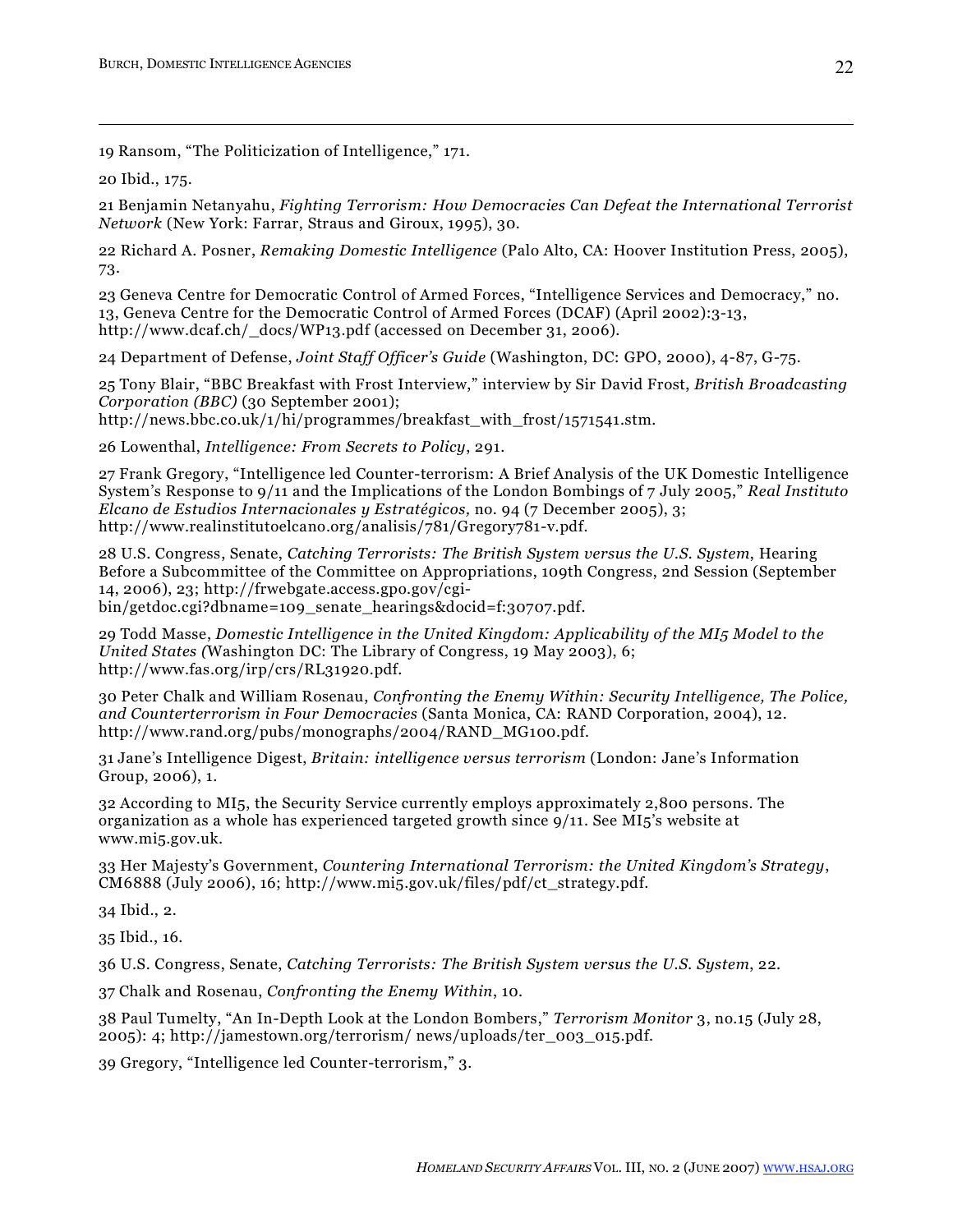19 Ransom, "The Politicization of Intelligence," 171.

20 Ibid., 175.

21 Benjamin Netanyahu, *Fighting Terrorism: How Democracies Can Defeat the International Terrorist Network* (New York: Farrar, Straus and Giroux, 1995), 30.

22 Richard A. Posner, *Remaking Domestic Intelligence* (Palo Alto, CA: Hoover Institution Press, 2005), 73.

23 Geneva Centre for Democratic Control of Armed Forces, "Intelligence Services and Democracy," no. 13, Geneva Centre for the Democratic Control of Armed Forces (DCAF) (April 2002):3-13, http://www.dcaf.ch/_docs/WP13.pdf (accessed on December 31, 2006).

24 Department of Defense, *Joint Staff Officer's Guide* (Washington, DC: GPO, 2000), 4-87, G-75.

25 Tony Blair, "BBC Breakfast with Frost Interview," interview by Sir David Frost, *British Broadcasting Corporation (BBC)* (30 September 2001); http://news.bbc.co.uk/1/hi/programmes/breakfast_with_frost/1571541.stm.

26 Lowenthal, *Intelligence: From Secrets to Policy*, 291.

27 Frank Gregory, "Intelligence led Counter-terrorism: A Brief Analysis of the UK Domestic Intelligence System's Response to 9/11 and the Implications of the London Bombings of 7 July 2005," *Real Instituto Elcano de Estudios Internacionales y Estratégicos,* no. 94 (7 December 2005), 3; http://www.realinstitutoelcano.org/analisis/781/Gregory781-v.pdf.

28 U.S. Congress, Senate, *Catching Terrorists: The British System versus the U.S. System*, Hearing Before a Subcommittee of the Committee on Appropriations, 109th Congress, 2nd Session (September 14, 2006), 23; http://frwebgate.access.gpo.gov/cgi-bin/getdoc.cgi?dbname=109_senate_hearings&docid=f:30707.pdf.

29 Todd Masse, *Domestic Intelligence in the United Kingdom: Applicability of the MI5 Model to the United States (*Washington DC: The Library of Congress, 19 May 2003), 6; http://www.fas.org/irp/crs/RL31920.pdf.

30 Peter Chalk and William Rosenau, *Confronting the Enemy Within: Security Intelligence, The Police, and Counterterrorism in Four Democracies* (Santa Monica, CA: RAND Corporation, 2004), 12. http://www.rand.org/pubs/monographs/2004/RAND_MG100.pdf.

31 Jane's Intelligence Digest, *Britain: intelligence versus terrorism* (London: Jane's Information Group, 2006), 1.

32 According to MI5, the Security Service currently employs approximately 2,800 persons. The organization as a whole has experienced targeted growth since 9/11. See MI5's website at www.mi5.gov.uk.

33 Her Majesty's Government, *Countering International Terrorism: the United Kingdom's Strategy*, CM6888 (July 2006), 16; http://www.mi5.gov.uk/files/pdf/ct_strategy.pdf.

34 Ibid., 2.

35 Ibid., 16.

36 U.S. Congress, Senate, *Catching Terrorists: The British System versus the U.S. System*, 22.

37 Chalk and Rosenau, *Confronting the Enemy Within*, 10.

38 Paul Tumelty, "An In-Depth Look at the London Bombers," *Terrorism Monitor* 3, no.15 (July 28, 2005): 4; http://jamestown.org/terrorism/ news/uploads/ter_003_015.pdf.

39 Gregory, "Intelligence led Counter-terrorism," 3.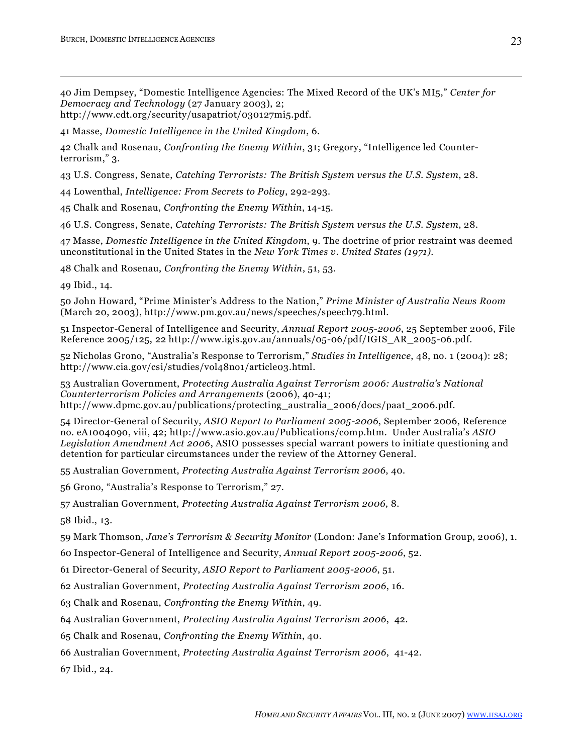40 Jim Dempsey, "Domestic Intelligence Agencies: The Mixed Record of the UK's MI5," *Center for Democracy and Technology* (27 January 2003), 2; http://www.cdt.org/security/usapatriot/030127mi5.pdf.

41 Masse, *Domestic Intelligence in the United Kingdom*, 6.

42 Chalk and Rosenau, *Confronting the Enemy Within*, 31; Gregory, "Intelligence led Counter-terrorism," 3.

43 U.S. Congress, Senate, *Catching Terrorists: The British System versus the U.S. System*, 28.

44 Lowenthal, *Intelligence: From Secrets to Policy*, 292-293.

45 Chalk and Rosenau, *Confronting the Enemy Within*, 14-15.

46 U.S. Congress, Senate, *Catching Terrorists: The British System versus the U.S. System*, 28.

47 Masse, *Domestic Intelligence in the United Kingdom*, 9. The doctrine of prior restraint was deemed unconstitutional in the United States in the *New York Times v. United States (1971)*.

48 Chalk and Rosenau, *Confronting the Enemy Within*, 51, 53.

49 Ibid., 14.

50 John Howard, "Prime Minister's Address to the Nation," *Prime Minister of Australia News Room* (March 20, 2003), http://www.pm.gov.au/news/speeches/speech79.html.

51 Inspector-General of Intelligence and Security, *Annual Report 2005-2006*, 25 September 2006, File Reference 2005/125, 22 http://www.igis.gov.au/annuals/05-06/pdf/IGIS_AR_2005-06.pdf.

52 Nicholas Grono, "Australia's Response to Terrorism," *Studies in Intelligence*, 48, no. 1 (2004): 28; http://www.cia.gov/csi/studies/vol48no1/article03.html.

53 Australian Government, *Protecting Australia Against Terrorism 2006: Australia's National Counterterrorism Policies and Arrangements* (2006), 40-41; http://www.dpmc.gov.au/publications/protecting_australia_2006/docs/paat_2006.pdf.

54 Director-General of Security, *ASIO Report to Parliament 2005-2006*, September 2006, Reference no. eA1004090, viii, 42; http://www.asio.gov.au/Publications/comp.htm. Under Australia's *ASIO Legislation Amendment Act 2006*, ASIO possesses special warrant powers to initiate questioning and detention for particular circumstances under the review of the Attorney General.

55 Australian Government, *Protecting Australia Against Terrorism 2006*, 40.

56 Grono, "Australia's Response to Terrorism," 27.

57 Australian Government, *Protecting Australia Against Terrorism 2006,* 8.

58 Ibid., 13.

59 Mark Thomson, *Jane's Terrorism & Security Monitor* (London: Jane's Information Group, 2006), 1.

60 Inspector-General of Intelligence and Security, *Annual Report 2005-2006*, 52.

61 Director-General of Security, *ASIO Report to Parliament 2005-2006*, 51.

62 Australian Government, *Protecting Australia Against Terrorism 2006*, 16.

63 Chalk and Rosenau, *Confronting the Enemy Within*, 49.

64 Australian Government, *Protecting Australia Against Terrorism 2006*, 42.

65 Chalk and Rosenau, *Confronting the Enemy Within*, 40.

66 Australian Government, *Protecting Australia Against Terrorism 2006*, 41-42.

67 Ibid., 24.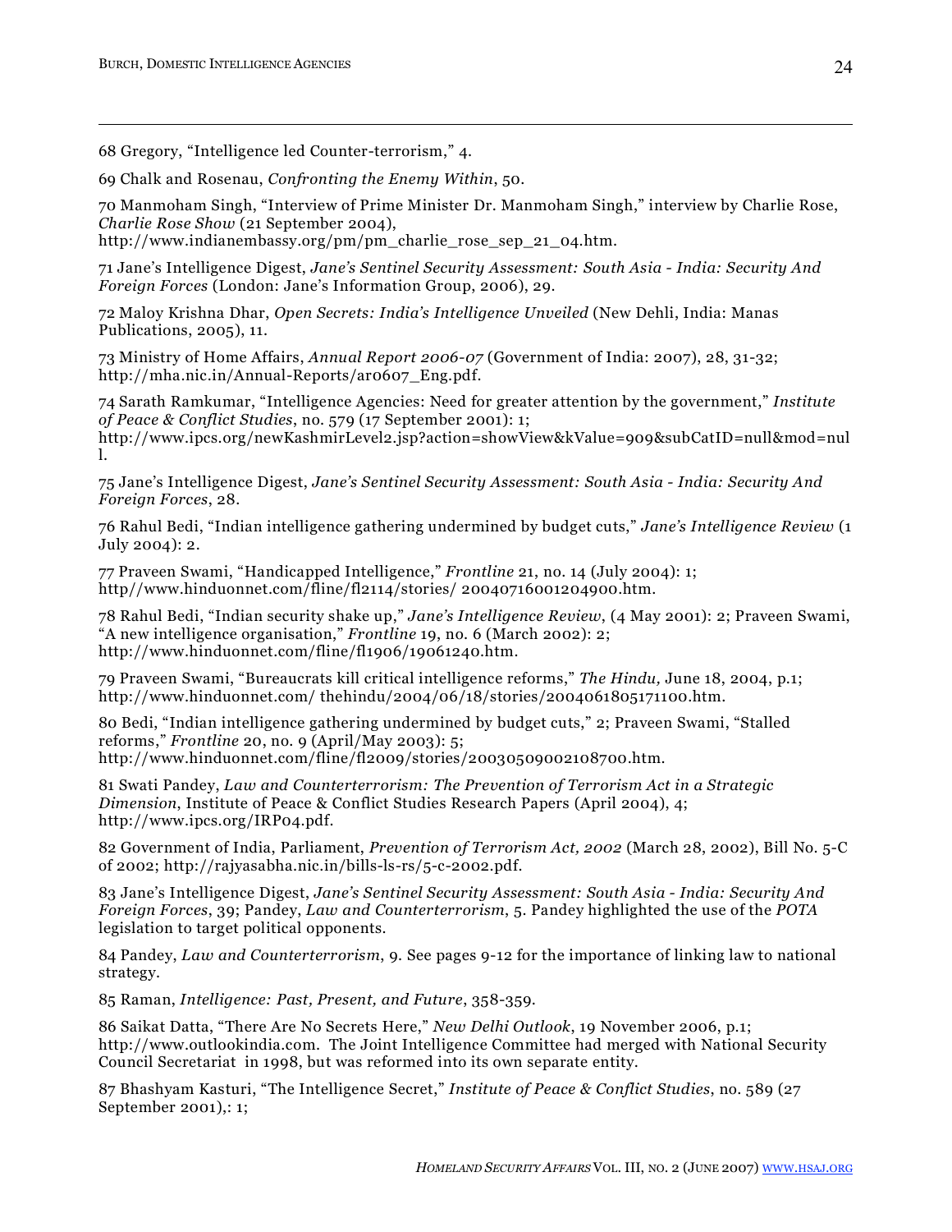68 Gregory, "Intelligence led Counter-terrorism," 4.

69 Chalk and Rosenau, *Confronting the Enemy Within*, 50.

70 Manmoham Singh, "Interview of Prime Minister Dr. Manmoham Singh," interview by Charlie Rose, *Charlie Rose Show* (21 September 2004), http://www.indianembassy.org/pm/pm_charlie_rose_sep_21_04.htm.

71 Jane's Intelligence Digest, *Jane's Sentinel Security Assessment: South Asia - India: Security And Foreign Forces* (London: Jane's Information Group, 2006), 29.

72 Maloy Krishna Dhar, *Open Secrets: India's Intelligence Unveiled* (New Dehli, India: Manas Publications, 2005), 11.

73 Ministry of Home Affairs, *Annual Report 2006-07* (Government of India: 2007), 28, 31-32; http://mha.nic.in/Annual-Reports/ar0607_Eng.pdf.

74 Sarath Ramkumar, "Intelligence Agencies: Need for greater attention by the government," *Institute of Peace & Conflict Studies*, no. 579 (17 September 2001): 1; http://www.ipcs.org/newKashmirLevel2.jsp?action=showView&kValue=909&subCatID=null&mod=null.

75 Jane's Intelligence Digest, *Jane's Sentinel Security Assessment: South Asia - India: Security And Foreign Forces*, 28.

76 Rahul Bedi, "Indian intelligence gathering undermined by budget cuts," *Jane's Intelligence Review* (1 July 2004): 2.

77 Praveen Swami, "Handicapped Intelligence," *Frontline* 21, no. 14 (July 2004): 1; http//www.hinduonnet.com/fline/fl2114/stories/ 20040716001204900.htm.

78 Rahul Bedi, "Indian security shake up," *Jane's Intelligence Review*, (4 May 2001): 2; Praveen Swami, "A new intelligence organisation," *Frontline* 19, no. 6 (March 2002): 2; http://www.hinduonnet.com/fline/fl1906/19061240.htm.

79 Praveen Swami, "Bureaucrats kill critical intelligence reforms," *The Hindu,* June 18, 2004, p.1; http://www.hinduonnet.com/ thehindu/2004/06/18/stories/2004061805171100.htm.

80 Bedi, "Indian intelligence gathering undermined by budget cuts," 2; Praveen Swami, "Stalled reforms," *Frontline* 20, no. 9 (April/May 2003): 5; http://www.hinduonnet.com/fline/fl2009/stories/20030509002108700.htm.

81 Swati Pandey, *Law and Counterterrorism: The Prevention of Terrorism Act in a Strategic Dimension*, Institute of Peace & Conflict Studies Research Papers (April 2004), 4; http://www.ipcs.org/IRP04.pdf.

82 Government of India, Parliament, *Prevention of Terrorism Act, 2002* (March 28, 2002), Bill No. 5-C of 2002; http://rajyasabha.nic.in/bills-ls-rs/5-c-2002.pdf.

83 Jane's Intelligence Digest, *Jane's Sentinel Security Assessment: South Asia - India: Security And Foreign Forces*, 39; Pandey, *Law and Counterterrorism*, 5. Pandey highlighted the use of the *POTA* legislation to target political opponents.

84 Pandey, *Law and Counterterrorism*, 9. See pages 9-12 for the importance of linking law to national strategy.

85 Raman, *Intelligence: Past, Present, and Future*, 358-359.

86 Saikat Datta, "There Are No Secrets Here," *New Delhi Outlook*, 19 November 2006, p.1; http://www.outlookindia.com. The Joint Intelligence Committee had merged with National Security Council Secretariat in 1998, but was reformed into its own separate entity.

87 Bhashyam Kasturi, "The Intelligence Secret," *Institute of Peace & Conflict Studies*, no. 589 (27 September 2001),: 1;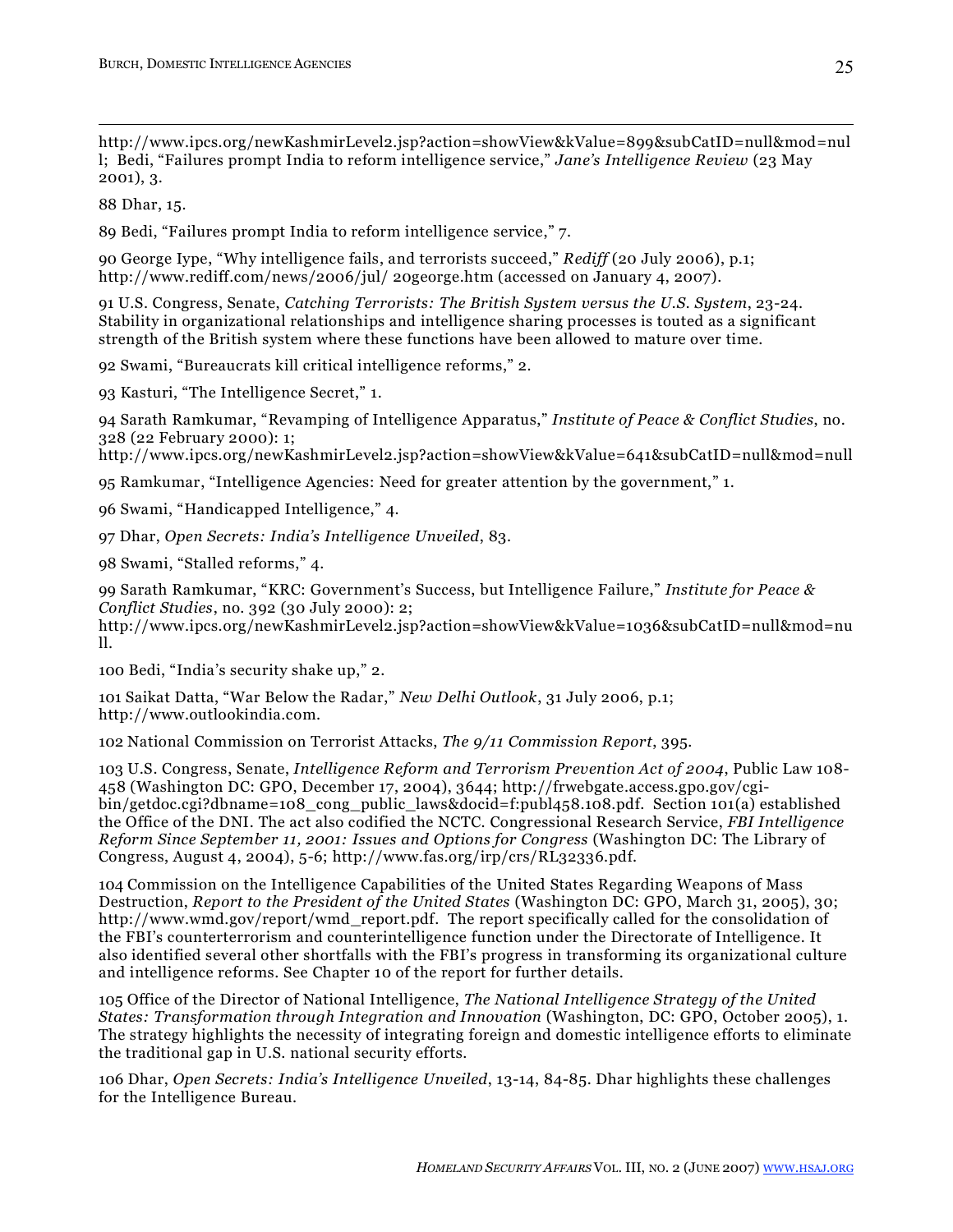http://www.ipcs.org/newKashmirLevel2.jsp?action=showView&kValue=899&subCatID=null&mod=null; Bedi, "Failures prompt India to reform intelligence service," *Jane's Intelligence Review* (23 May 2001), 3.

88 Dhar, 15.

89 Bedi, "Failures prompt India to reform intelligence service," 7.

90 George Iype, "Why intelligence fails, and terrorists succeed," *Rediff* (20 July 2006), p.1; http://www.rediff.com/news/2006/jul/ 20george.htm (accessed on January 4, 2007).

91 U.S. Congress, Senate, *Catching Terrorists: The British System versus the U.S. System*, 23-24. Stability in organizational relationships and intelligence sharing processes is touted as a significant strength of the British system where these functions have been allowed to mature over time.

92 Swami, "Bureaucrats kill critical intelligence reforms," 2.

93 Kasturi, "The Intelligence Secret," 1.

94 Sarath Ramkumar, "Revamping of Intelligence Apparatus," *Institute of Peace & Conflict Studies*, no. 328 (22 February 2000): 1; http://www.ipcs.org/newKashmirLevel2.jsp?action=showView&kValue=641&subCatID=null&mod=null

95 Ramkumar, "Intelligence Agencies: Need for greater attention by the government," 1.

96 Swami, "Handicapped Intelligence," 4.

97 Dhar, *Open Secrets: India's Intelligence Unveiled*, 83.

98 Swami, "Stalled reforms," 4.

99 Sarath Ramkumar, "KRC: Government's Success, but Intelligence Failure," *Institute for Peace & Conflict Studies*, no. 392 (30 July 2000): 2; http://www.ipcs.org/newKashmirLevel2.jsp?action=showView&kValue=1036&subCatID=null&mod=null.

100 Bedi, "India's security shake up," 2.

101 Saikat Datta, "War Below the Radar," *New Delhi Outlook*, 31 July 2006, p.1; http://www.outlookindia.com.

102 National Commission on Terrorist Attacks, *The 9/11 Commission Report*, 395.

103 U.S. Congress, Senate, *Intelligence Reform and Terrorism Prevention Act of 2004*, Public Law 108-458 (Washington DC: GPO, December 17, 2004), 3644; http://frwebgate.access.gpo.gov/cgi-bin/getdoc.cgi?dbname=108_cong_public_laws&docid=f:publ458.108.pdf. Section 101(a) established the Office of the DNI. The act also codified the NCTC. Congressional Research Service, *FBI Intelligence Reform Since September 11, 2001: Issues and Options for Congress* (Washington DC: The Library of Congress, August 4, 2004), 5-6; http://www.fas.org/irp/crs/RL32336.pdf.

104 Commission on the Intelligence Capabilities of the United States Regarding Weapons of Mass Destruction, *Report to the President of the United States* (Washington DC: GPO, March 31, 2005), 30; http://www.wmd.gov/report/wmd_report.pdf. The report specifically called for the consolidation of the FBI's counterterrorism and counterintelligence function under the Directorate of Intelligence. It also identified several other shortfalls with the FBI's progress in transforming its organizational culture and intelligence reforms. See Chapter 10 of the report for further details.

105 Office of the Director of National Intelligence, *The National Intelligence Strategy of the United States: Transformation through Integration and Innovation* (Washington, DC: GPO, October 2005), 1. The strategy highlights the necessity of integrating foreign and domestic intelligence efforts to eliminate the traditional gap in U.S. national security efforts.

106 Dhar, *Open Secrets: India's Intelligence Unveiled*, 13-14, 84-85. Dhar highlights these challenges for the Intelligence Bureau.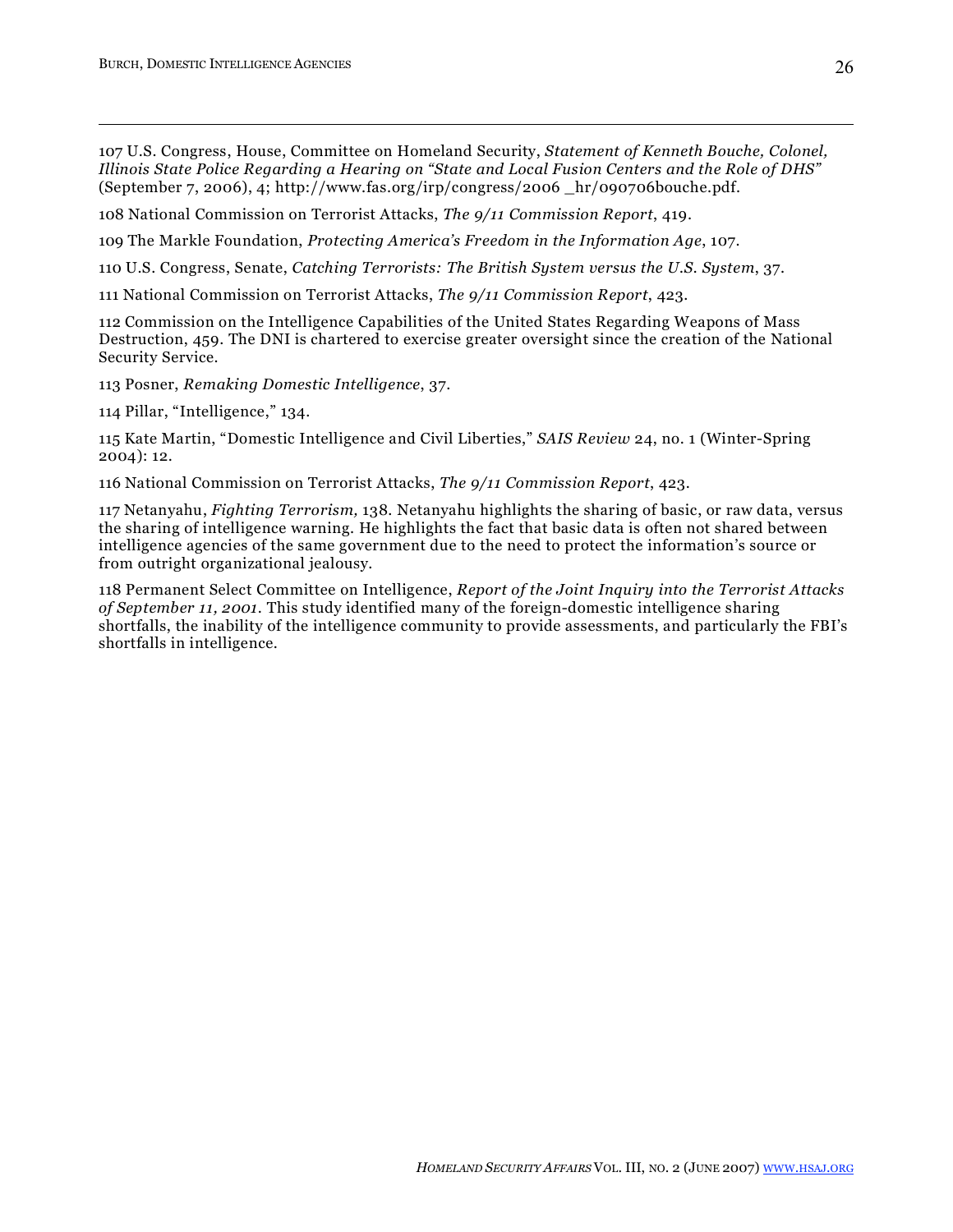107 U.S. Congress, House, Committee on Homeland Security, *Statement of Kenneth Bouche, Colonel, Illinois State Police Regarding a Hearing on "State and Local Fusion Centers and the Role of DHS"* (September 7, 2006), 4; http://www.fas.org/irp/congress/2006 _hr/090706bouche.pdf.

108 National Commission on Terrorist Attacks, *The 9/11 Commission Report*, 419.

109 The Markle Foundation, *Protecting America's Freedom in the Information Age*, 107.

110 U.S. Congress, Senate, *Catching Terrorists: The British System versus the U.S. System*, 37.

111 National Commission on Terrorist Attacks, *The 9/11 Commission Report*, 423.

112 Commission on the Intelligence Capabilities of the United States Regarding Weapons of Mass Destruction, 459. The DNI is chartered to exercise greater oversight since the creation of the National Security Service.

113 Posner, *Remaking Domestic Intelligence*, 37.

114 Pillar, "Intelligence," 134.

115 Kate Martin, "Domestic Intelligence and Civil Liberties," *SAIS Review* 24, no. 1 (Winter-Spring 2004): 12.

116 National Commission on Terrorist Attacks, *The 9/11 Commission Report*, 423.

117 Netanyahu, *Fighting Terrorism,* 138. Netanyahu highlights the sharing of basic, or raw data, versus the sharing of intelligence warning. He highlights the fact that basic data is often not shared between intelligence agencies of the same government due to the need to protect the information's source or from outright organizational jealousy.

118 Permanent Select Committee on Intelligence, *Report of the Joint Inquiry into the Terrorist Attacks of September 11, 2001*. This study identified many of the foreign-domestic intelligence sharing shortfalls, the inability of the intelligence community to provide assessments, and particularly the FBI's shortfalls in intelligence.